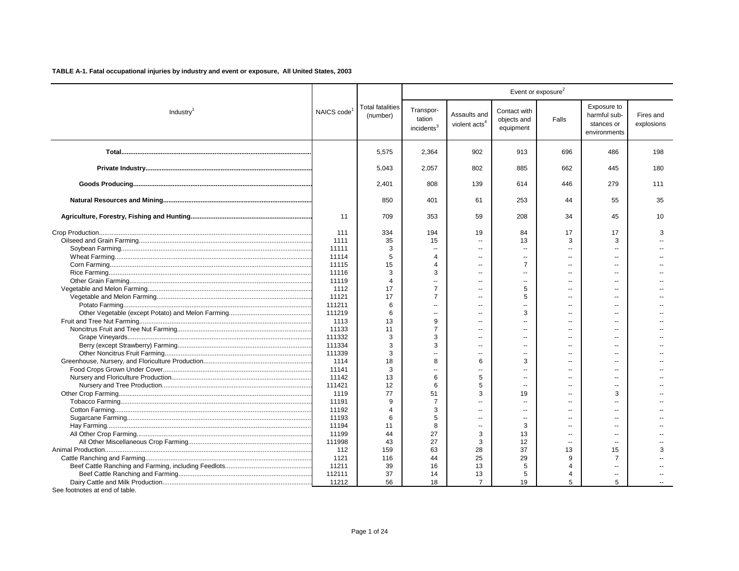**TABLE A-1. Fatal occupational injuries by industry and event or exposure, All United States, 2003**

| Industry[1] | NAICS code[1] | Total fatalities (number) | Event or exposure[2] | | | | | |
|---|---|---|---|---|---|---|---|---|
| | | | Transportation incidents[3] | Assaults and violent acts[4] | Contact with objects and equipment | Falls | Exposure to harmful substances or environments | Fires and explosions |
| **Total** | | 5,575 | 2,364 | 902 | 913 | 696 | 486 | 198 |
| **Private Industry** | | 5,043 | 2,057 | 802 | 885 | 662 | 445 | 180 |
| **Goods Producing** | | 2,401 | 808 | 139 | 614 | 446 | 279 | 111 |
| **Natural Resources and Mining** | | 850 | 401 | 61 | 253 | 44 | 55 | 35 |
| **Agriculture, Forestry, Fishing and Hunting** | 11 | 709 | 353 | 59 | 208 | 34 | 45 | 10 |
| Crop Production | 111 | 334 | 194 | 19 | 84 | 17 | 17 | 3 |
| Oilseed and Grain Farming | 1111 | 35 | 15 | -- | 13 | 3 | 3 | -- |
| Soybean Farming | 11111 | 3 | -- | -- | -- | -- | -- | -- |
| Wheat Farming | 11114 | 5 | 4 | -- | -- | -- | -- | -- |
| Corn Farming | 11115 | 15 | 4 | -- | 7 | -- | -- | -- |
| Rice Farming | 11116 | 3 | 3 | -- | -- | -- | -- | -- |
| Other Grain Farming | 11119 | 4 | -- | -- | -- | -- | -- | -- |
| Vegetable and Melon Farming | 1112 | 17 | 7 | -- | 5 | -- | -- | -- |
| Vegetable and Melon Farming | 11121 | 17 | 7 | -- | 5 | -- | -- | -- |
| Potato Farming | 111211 | 6 | -- | -- | -- | -- | -- | -- |
| Other Vegetable (except Potato) and Melon Farming | 111219 | 6 | -- | -- | 3 | -- | -- | -- |
| Fruit and Tree Nut Farming | 1113 | 13 | 9 | -- | -- | -- | -- | -- |
| Noncitrus Fruit and Tree Nut Farming | 11133 | 11 | 7 | -- | -- | -- | -- | -- |
| Grape Vineyards | 111332 | 3 | 3 | -- | -- | -- | -- | -- |
| Berry (except Strawberry) Farming | 111334 | 3 | 3 | -- | -- | -- | -- | -- |
| Other Noncitrus Fruit Farming | 111339 | 3 | -- | -- | -- | -- | -- | -- |
| Greenhouse, Nursery, and Floriculture Production | 1114 | 18 | 8 | 6 | 3 | -- | -- | -- |
| Food Crops Grown Under Cover | 11141 | 3 | -- | -- | -- | -- | -- | -- |
| Nursery and Floriculture Production | 11142 | 13 | 6 | 5 | -- | -- | -- | -- |
| Nursery and Tree Production | 111421 | 12 | 6 | 5 | -- | -- | -- | -- |
| Other Crop Farming | 1119 | 77 | 51 | 3 | 19 | -- | 3 | -- |
| Tobacco Farming | 11191 | 9 | 7 | -- | -- | -- | -- | -- |
| Cotton Farming | 11192 | 4 | 3 | -- | -- | -- | -- | -- |
| Sugarcane Farming | 11193 | 6 | 5 | -- | -- | -- | -- | -- |
| Hay Farming | 11194 | 11 | 8 | -- | 3 | -- | -- | -- |
| All Other Crop Farming | 11199 | 44 | 27 | 3 | 13 | -- | -- | -- |
| All Other Miscellaneous Crop Farming | 111998 | 43 | 27 | 3 | 12 | -- | -- | -- |
| Animal Production | 112 | 159 | 63 | 28 | 37 | 13 | 15 | 3 |
| Cattle Ranching and Farming | 1121 | 116 | 44 | 25 | 29 | 9 | 7 | -- |
| Beef Cattle Ranching and Farming, including Feedlots | 11211 | 39 | 16 | 13 | 5 | 4 | -- | -- |
| Beef Cattle Ranching and Farming | 112111 | 37 | 14 | 13 | 5 | 4 | -- | -- |
| Dairy Cattle and Milk Production | 11212 | 56 | 18 | 7 | 19 | 5 | 5 | -- |

See footnotes at end of table.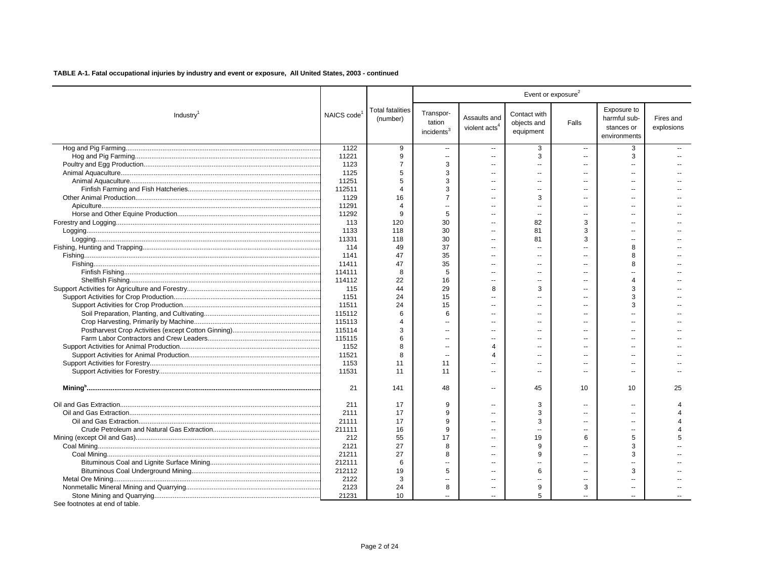**TABLE A-1. Fatal occupational injuries by industry and event or exposure, All United States, 2003 - continued**

| Industry[1] | NAICS code[1] | Total fatalities (number) | Event or exposure[2] | | | | | |
|---|---|---|---|---|---|---|---|---|
| | | | Transpor-tation incidents[3] | Assaults and violent acts[4] | Contact with objects and equipment | Falls | Exposure to harmful sub-stances or environments | Fires and explosions |
| Hog and Pig Farming | 1122 | 9 | -- | -- | 3 | -- | 3 | -- |
| Hog and Pig Farming | 11221 | 9 | -- | -- | 3 | -- | 3 | -- |
| Poultry and Egg Production | 1123 | 7 | 3 | -- | -- | -- | -- | -- |
| Animal Aquaculture | 1125 | 5 | 3 | -- | -- | -- | -- | -- |
| Animal Aquaculture | 11251 | 5 | 3 | -- | -- | -- | -- | -- |
| Finfish Farming and Fish Hatcheries | 112511 | 4 | 3 | -- | -- | -- | -- | -- |
| Other Animal Production | 1129 | 16 | 7 | -- | 3 | -- | -- | -- |
| Apiculture | 11291 | 4 | -- | -- | -- | -- | -- | -- |
| Horse and Other Equine Production | 11292 | 9 | 5 | -- | -- | -- | -- | -- |
| Forestry and Logging | 113 | 120 | 30 | -- | 82 | 3 | -- | -- |
| Logging | 1133 | 118 | 30 | -- | 81 | 3 | -- | -- |
| Logging | 11331 | 118 | 30 | -- | 81 | 3 | -- | -- |
| Fishing, Hunting and Trapping | 114 | 49 | 37 | -- | -- | -- | 8 | -- |
| Fishing | 1141 | 47 | 35 | -- | -- | -- | 8 | -- |
| Fishing | 11411 | 47 | 35 | -- | -- | -- | 8 | -- |
| Finfish Fishing | 114111 | 8 | 5 | -- | -- | -- | -- | -- |
| Shellfish Fishing | 114112 | 22 | 16 | -- | -- | -- | 4 | -- |
| Support Activities for Agriculture and Forestry | 115 | 44 | 29 | 8 | 3 | -- | 3 | -- |
| Support Activities for Crop Production | 1151 | 24 | 15 | -- | -- | -- | 3 | -- |
| Support Activities for Crop Production | 11511 | 24 | 15 | -- | -- | -- | 3 | -- |
| Soil Preparation, Planting, and Cultivating | 115112 | 6 | 6 | -- | -- | -- | -- | -- |
| Crop Harvesting, Primarily by Machine | 115113 | 4 | -- | -- | -- | -- | -- | -- |
| Postharvest Crop Activities (except Cotton Ginning) | 115114 | 3 | -- | -- | -- | -- | -- | -- |
| Farm Labor Contractors and Crew Leaders | 115115 | 6 | -- | -- | -- | -- | -- | -- |
| Support Activities for Animal Production | 1152 | 8 | -- | 4 | -- | -- | -- | -- |
| Support Activities for Animal Production | 11521 | 8 | -- | 4 | -- | -- | -- | -- |
| Support Activities for Forestry | 1153 | 11 | 11 | -- | -- | -- | -- | -- |
| Support Activities for Forestry | 11531 | 11 | 11 | -- | -- | -- | -- | -- |
| **Mining[5]** | 21 | 141 | 48 | -- | 45 | 10 | 10 | 25 |
| Oil and Gas Extraction | 211 | 17 | 9 | -- | 3 | -- | -- | 4 |
| Oil and Gas Extraction | 2111 | 17 | 9 | -- | 3 | -- | -- | 4 |
| Oil and Gas Extraction | 21111 | 17 | 9 | -- | 3 | -- | -- | 4 |
| Crude Petroleum and Natural Gas Extraction | 211111 | 16 | 9 | -- | -- | -- | -- | 4 |
| Mining (except Oil and Gas) | 212 | 55 | 17 | -- | 19 | 6 | 5 | 5 |
| Coal Mining | 2121 | 27 | 8 | -- | 9 | -- | 3 | -- |
| Coal Mining | 21211 | 27 | 8 | -- | 9 | -- | 3 | -- |
| Bituminous Coal and Lignite Surface Mining | 212111 | 6 | -- | -- | -- | -- | -- | -- |
| Bituminous Coal Underground Mining | 212112 | 19 | 5 | -- | 6 | -- | 3 | -- |
| Metal Ore Mining | 2122 | 3 | -- | -- | -- | -- | -- | -- |
| Nonmetallic Mineral Mining and Quarrying | 2123 | 24 | 8 | -- | 9 | 3 | -- | -- |
| Stone Mining and Quarrying | 21231 | 10 | -- | -- | 5 | -- | -- | -- |

See footnotes at end of table.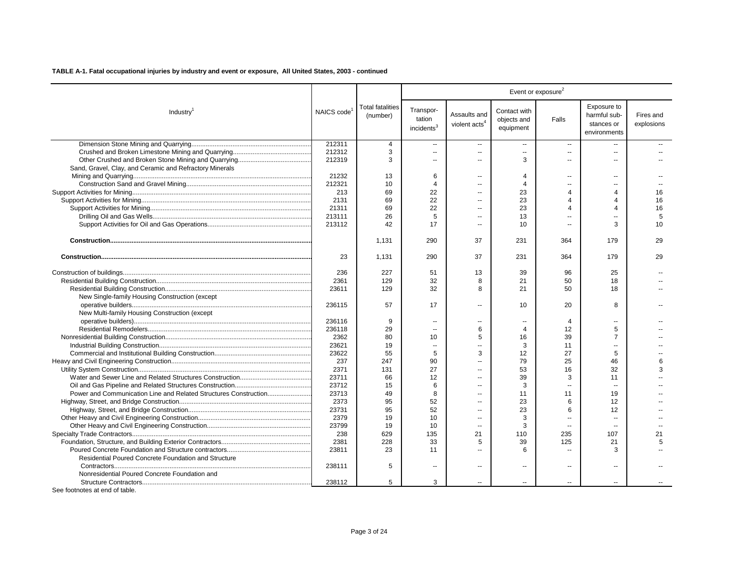**TABLE A-1. Fatal occupational injuries by industry and event or exposure, All United States, 2003 - continued**

| Industry[1] | NAICS code[1] | Total fatalities (number) | Event or exposure[2] | | | | | |
|---|---|---|---|---|---|---|---|---|
| | | | Transportation incidents[3] | Assaults and violent acts[4] | Contact with objects and equipment | Falls | Exposure to harmful substances or environments | Fires and explosions |
| Dimension Stone Mining and Quarrying | 212311 | 4 | -- | -- | -- | -- | -- | -- |
| Crushed and Broken Limestone Mining and Quarrying | 212312 | 3 | -- | -- | -- | -- | -- | -- |
| Other Crushed and Broken Stone Mining and Quarrying | 212319 | 3 | -- | -- | 3 | -- | -- | -- |
| Sand, Gravel, Clay, and Ceramic and Refractory Minerals Mining and Quarrying | 21232 | 13 | 6 | -- | 4 | -- | -- | -- |
| Construction Sand and Gravel Mining | 212321 | 10 | 4 | -- | 4 | -- | -- | -- |
| Support Activities for Mining | 213 | 69 | 22 | -- | 23 | 4 | 4 | 16 |
| Support Activities for Mining | 2131 | 69 | 22 | -- | 23 | 4 | 4 | 16 |
| Support Activities for Mining | 21311 | 69 | 22 | -- | 23 | 4 | 4 | 16 |
| Drilling Oil and Gas Wells | 213111 | 26 | 5 | -- | 13 | -- | -- | 5 |
| Support Activities for Oil and Gas Operations | 213112 | 42 | 17 | -- | 10 | -- | 3 | 10 |
| **Construction** | | 1,131 | 290 | 37 | 231 | 364 | 179 | 29 |
| **Construction** | 23 | 1,131 | 290 | 37 | 231 | 364 | 179 | 29 |
| Construction of buildings | 236 | 227 | 51 | 13 | 39 | 96 | 25 | -- |
| Residential Building Construction | 2361 | 129 | 32 | 8 | 21 | 50 | 18 | -- |
| Residential Building Construction | 23611 | 129 | 32 | 8 | 21 | 50 | 18 | -- |
| New Single-family Housing Construction (except operative builders | 236115 | 57 | 17 | -- | 10 | 20 | 8 | -- |
| New Multi-family Housing Construction (except operative builders) | 236116 | 9 | -- | -- | -- | 4 | -- | -- |
| Residential Remodelers | 236118 | 29 | -- | 6 | 4 | 12 | 5 | -- |
| Nonresidential Building Construction | 2362 | 80 | 10 | 5 | 16 | 39 | 7 | -- |
| Industrial Building Construction | 23621 | 19 | -- | -- | 3 | 11 | -- | -- |
| Commercial and Institutional Building Construction | 23622 | 55 | 5 | 3 | 12 | 27 | 5 | -- |
| Heavy and Civil Engineering Construction | 237 | 247 | 90 | -- | 79 | 25 | 46 | 6 |
| Utility System Construction | 2371 | 131 | 27 | -- | 53 | 16 | 32 | 3 |
| Water and Sewer Line and Related Structures Construction | 23711 | 66 | 12 | -- | 39 | 3 | 11 | -- |
| Oil and Gas Pipeline and Related Structures Construction | 23712 | 15 | 6 | -- | 3 | -- | -- | -- |
| Power and Communication Line and Related Structures Construction | 23713 | 49 | 8 | -- | 11 | 11 | 19 | -- |
| Highway, Street, and Bridge Construction | 2373 | 95 | 52 | -- | 23 | 6 | 12 | -- |
| Highway, Street, and Bridge Construction | 23731 | 95 | 52 | -- | 23 | 6 | 12 | -- |
| Other Heavy and Civil Engineering Construction | 2379 | 19 | 10 | -- | 3 | -- | -- | -- |
| Other Heavy and Civil Engineering Construction | 23799 | 19 | 10 | -- | 3 | -- | -- | -- |
| Specialty Trade Contractors | 238 | 629 | 135 | 21 | 110 | 235 | 107 | 21 |
| Foundation, Structure, and Building Exterior Contractors | 2381 | 228 | 33 | 5 | 39 | 125 | 21 | 5 |
| Poured Concrete Foundation and Structure contractors | 23811 | 23 | 11 | -- | 6 | -- | 3 | -- |
| Residential Poured Concrete Foundation and Structure Contractors | 238111 | 5 | -- | -- | -- | -- | -- | -- |
| Nonresidential Poured Concrete Foundation and Structure Contractors | 238112 | 5 | 3 | -- | -- | -- | -- | -- |

See footnotes at end of table.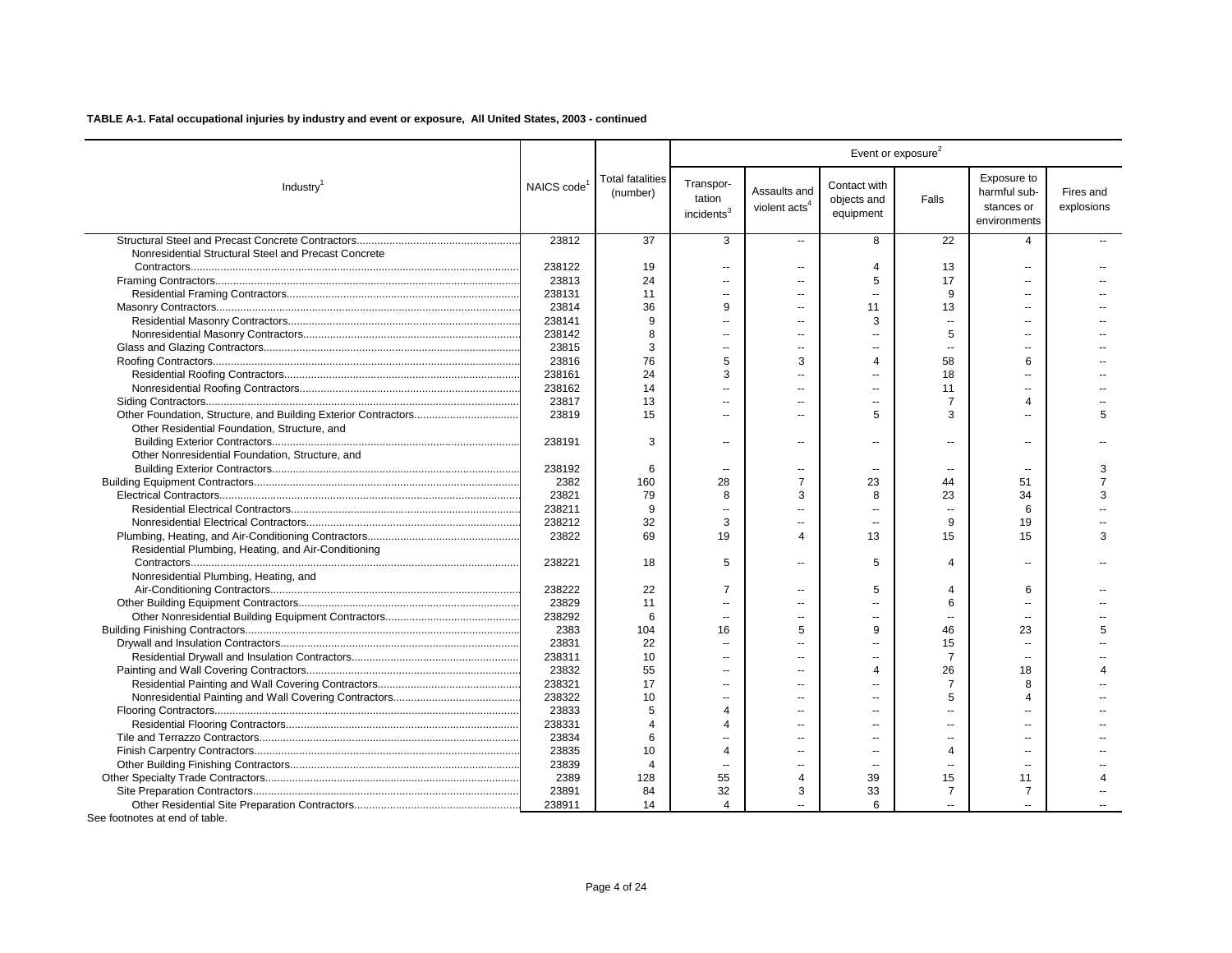**TABLE A-1. Fatal occupational injuries by industry and event or exposure, All United States, 2003 - continued**

| Industry[1] | NAICS code[1] | Total fatalities (number) | Event or exposure[2] | | | | | |
|---|---|---|---|---|---|---|---|---|
| | | | Transportation incidents[3] | Assaults and violent acts[4] | Contact with objects and equipment | Falls | Exposure to harmful substances or environments | Fires and explosions |
| Structural Steel and Precast Concrete Contractors | 23812 | 37 | 3 | -- | 8 | 22 | 4 | -- |
| Nonresidential Structural Steel and Precast Concrete Contractors | 238122 | 19 | -- | -- | 4 | 13 | -- | -- |
| Framing Contractors | 23813 | 24 | -- | -- | 5 | 17 | -- | -- |
| Residential Framing Contractors | 238131 | 11 | -- | -- | -- | 9 | -- | -- |
| Masonry Contractors | 23814 | 36 | 9 | -- | 11 | 13 | -- | -- |
| Residential Masonry Contractors | 238141 | 9 | -- | -- | 3 | -- | -- | -- |
| Nonresidential Masonry Contractors | 238142 | 8 | -- | -- | -- | 5 | -- | -- |
| Glass and Glazing Contractors | 23815 | 3 | -- | -- | -- | -- | -- | -- |
| Roofing Contractors | 23816 | 76 | 5 | 3 | 4 | 58 | 6 | -- |
| Residential Roofing Contractors | 238161 | 24 | 3 | -- | -- | 18 | -- | -- |
| Nonresidential Roofing Contractors | 238162 | 14 | -- | -- | -- | 11 | -- | -- |
| Siding Contractors | 23817 | 13 | -- | -- | -- | 7 | 4 | -- |
| Other Foundation, Structure, and Building Exterior Contractors | 23819 | 15 | -- | -- | 5 | 3 | -- | 5 |
| Other Residential Foundation, Structure, and Building Exterior Contractors | 238191 | 3 | -- | -- | -- | -- | -- | -- |
| Other Nonresidential Foundation, Structure, and Building Exterior Contractors | 238192 | 6 | -- | -- | -- | -- | -- | 3 |
| Building Equipment Contractors | 2382 | 160 | 28 | 7 | 23 | 44 | 51 | 7 |
| Electrical Contractors | 23821 | 79 | 8 | 3 | 8 | 23 | 34 | 3 |
| Residential Electrical Contractors | 238211 | 9 | -- | -- | -- | -- | 6 | -- |
| Nonresidential Electrical Contractors | 238212 | 32 | 3 | -- | -- | 9 | 19 | -- |
| Plumbing, Heating, and Air-Conditioning Contractors | 23822 | 69 | 19 | 4 | 13 | 15 | 15 | 3 |
| Residential Plumbing, Heating, and Air-Conditioning Contractors | 238221 | 18 | 5 | -- | 5 | 4 | -- | -- |
| Nonresidential Plumbing, Heating, and Air-Conditioning Contractors | 238222 | 22 | 7 | -- | 5 | 4 | 6 | -- |
| Other Building Equipment Contractors | 23829 | 11 | -- | -- | -- | 6 | -- | -- |
| Other Nonresidential Building Equipment Contractors | 238292 | 6 | -- | -- | -- | -- | -- | -- |
| Building Finishing Contractors | 2383 | 104 | 16 | 5 | 9 | 46 | 23 | 5 |
| Drywall and Insulation Contractors | 23831 | 22 | -- | -- | -- | 15 | -- | -- |
| Residential Drywall and Insulation Contractors | 238311 | 10 | -- | -- | -- | 7 | -- | -- |
| Painting and Wall Covering Contractors | 23832 | 55 | -- | -- | 4 | 26 | 18 | 4 |
| Residential Painting and Wall Covering Contractors | 238321 | 17 | -- | -- | -- | 7 | 8 | -- |
| Nonresidential Painting and Wall Covering Contractors | 238322 | 10 | -- | -- | -- | 5 | 4 | -- |
| Flooring Contractors | 23833 | 5 | 4 | -- | -- | -- | -- | -- |
| Residential Flooring Contractors | 238331 | 4 | 4 | -- | -- | -- | -- | -- |
| Tile and Terrazzo Contractors | 23834 | 6 | -- | -- | -- | -- | -- | -- |
| Finish Carpentry Contractors | 23835 | 10 | 4 | -- | -- | 4 | -- | -- |
| Other Building Finishing Contractors | 23839 | 4 | -- | -- | -- | -- | -- | -- |
| Other Specialty Trade Contractors | 2389 | 128 | 55 | 4 | 39 | 15 | 11 | 4 |
| Site Preparation Contractors | 23891 | 84 | 32 | 3 | 33 | 7 | 7 | -- |
| Other Residential Site Preparation Contractors | 238911 | 14 | 4 | -- | 6 | -- | -- | -- |

See footnotes at end of table.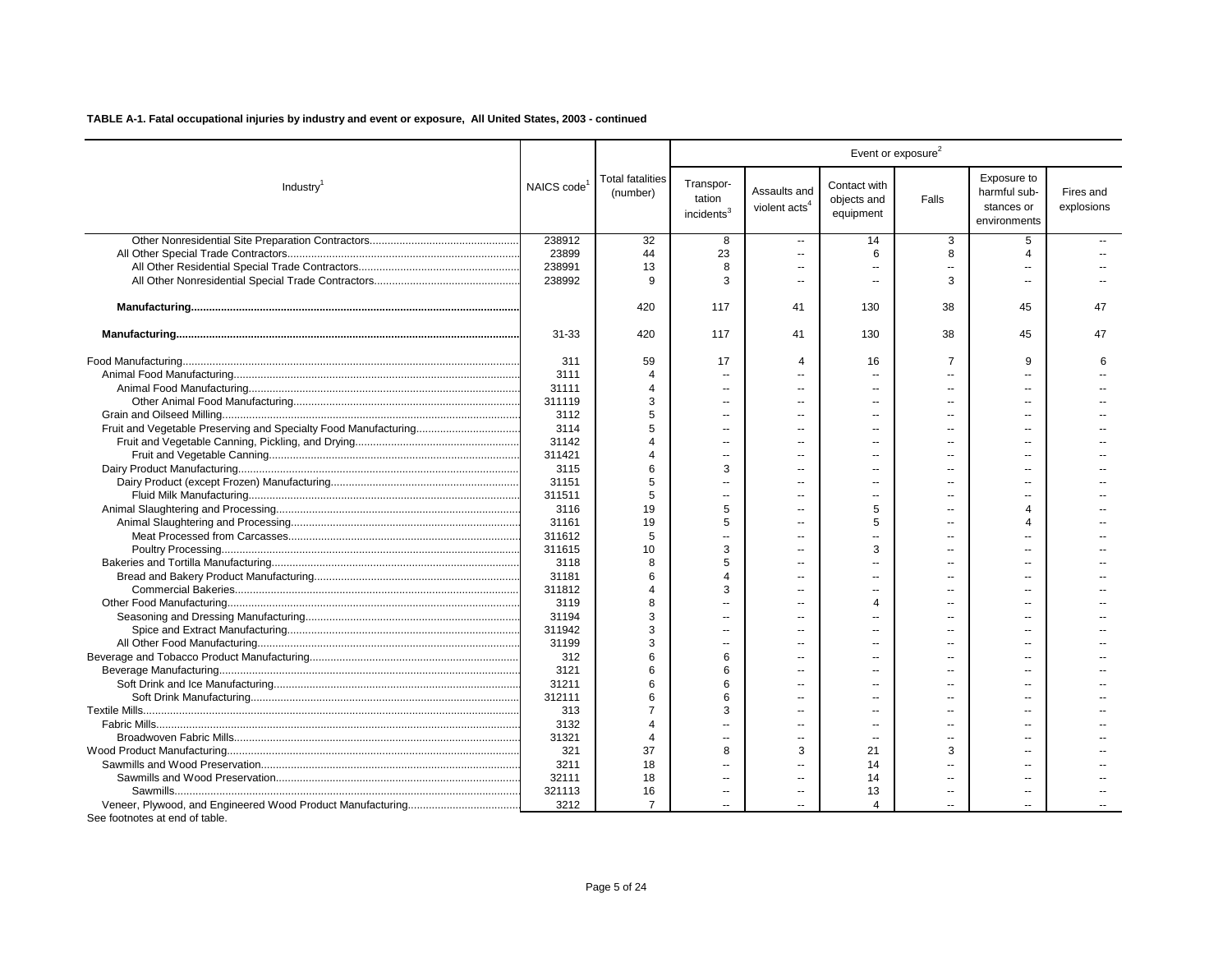**TABLE A-1. Fatal occupational injuries by industry and event or exposure, All United States, 2003 - continued**

| Industry[1] | NAICS code[1] | Total fatalities (number) | Event or exposure[2] | | | | | |
|---|---|---|---|---|---|---|---|---|
| | | | Transportation incidents[3] | Assaults and violent acts[4] | Contact with objects and equipment | Falls | Exposure to harmful substances or environments | Fires and explosions |
| Other Nonresidential Site Preparation Contractors | 238912 | 32 | 8 | -- | 14 | 3 | 5 | -- |
| All Other Special Trade Contractors | 23899 | 44 | 23 | -- | 6 | 8 | 4 | -- |
| All Other Residential Special Trade Contractors | 238991 | 13 | 8 | -- | -- | -- | -- | -- |
| All Other Nonresidential Special Trade Contractors | 238992 | 9 | 3 | -- | -- | 3 | -- | -- |
| **Manufacturing** | | 420 | 117 | 41 | 130 | 38 | 45 | 47 |
| **Manufacturing** | 31-33 | 420 | 117 | 41 | 130 | 38 | 45 | 47 |
| Food Manufacturing | 311 | 59 | 17 | 4 | 16 | 7 | 9 | 6 |
| Animal Food Manufacturing | 3111 | 4 | -- | -- | -- | -- | -- | -- |
| Animal Food Manufacturing | 31111 | 4 | -- | -- | -- | -- | -- | -- |
| Other Animal Food Manufacturing | 311119 | 3 | -- | -- | -- | -- | -- | -- |
| Grain and Oilseed Milling | 3112 | 5 | -- | -- | -- | -- | -- | -- |
| Fruit and Vegetable Preserving and Specialty Food Manufacturing | 3114 | 5 | -- | -- | -- | -- | -- | -- |
| Fruit and Vegetable Canning, Pickling, and Drying | 31142 | 4 | -- | -- | -- | -- | -- | -- |
| Fruit and Vegetable Canning | 311421 | 4 | -- | -- | -- | -- | -- | -- |
| Dairy Product Manufacturing | 3115 | 6 | 3 | -- | -- | -- | -- | -- |
| Dairy Product (except Frozen) Manufacturing | 31151 | 5 | -- | -- | -- | -- | -- | -- |
| Fluid Milk Manufacturing | 311511 | 5 | -- | -- | -- | -- | -- | -- |
| Animal Slaughtering and Processing | 3116 | 19 | 5 | -- | 5 | -- | 4 | -- |
| Animal Slaughtering and Processing | 31161 | 19 | 5 | -- | 5 | -- | 4 | -- |
| Meat Processed from Carcasses | 311612 | 5 | -- | -- | -- | -- | -- | -- |
| Poultry Processing | 311615 | 10 | 3 | -- | 3 | -- | -- | -- |
| Bakeries and Tortilla Manufacturing | 3118 | 8 | 5 | -- | -- | -- | -- | -- |
| Bread and Bakery Product Manufacturing | 31181 | 6 | 4 | -- | -- | -- | -- | -- |
| Commercial Bakeries | 311812 | 4 | 3 | -- | -- | -- | -- | -- |
| Other Food Manufacturing | 3119 | 8 | -- | -- | 4 | -- | -- | -- |
| Seasoning and Dressing Manufacturing | 31194 | 3 | -- | -- | -- | -- | -- | -- |
| Spice and Extract Manufacturing | 311942 | 3 | -- | -- | -- | -- | -- | -- |
| All Other Food Manufacturing | 31199 | 3 | -- | -- | -- | -- | -- | -- |
| Beverage and Tobacco Product Manufacturing | 312 | 6 | 6 | -- | -- | -- | -- | -- |
| Beverage Manufacturing | 3121 | 6 | 6 | -- | -- | -- | -- | -- |
| Soft Drink and Ice Manufacturing | 31211 | 6 | 6 | -- | -- | -- | -- | -- |
| Soft Drink Manufacturing | 312111 | 6 | 6 | -- | -- | -- | -- | -- |
| Textile Mills | 313 | 7 | 3 | -- | -- | -- | -- | -- |
| Fabric Mills | 3132 | 4 | -- | -- | -- | -- | -- | -- |
| Broadwoven Fabric Mills | 31321 | 4 | -- | -- | -- | -- | -- | -- |
| Wood Product Manufacturing | 321 | 37 | 8 | 3 | 21 | 3 | -- | -- |
| Sawmills and Wood Preservation | 3211 | 18 | -- | -- | 14 | -- | -- | -- |
| Sawmills and Wood Preservation | 32111 | 18 | -- | -- | 14 | -- | -- | -- |
| Sawmills | 321113 | 16 | -- | -- | 13 | -- | -- | -- |
| Veneer, Plywood, and Engineered Wood Product Manufacturing | 3212 | 7 | -- | -- | 4 | -- | -- | -- |

See footnotes at end of table.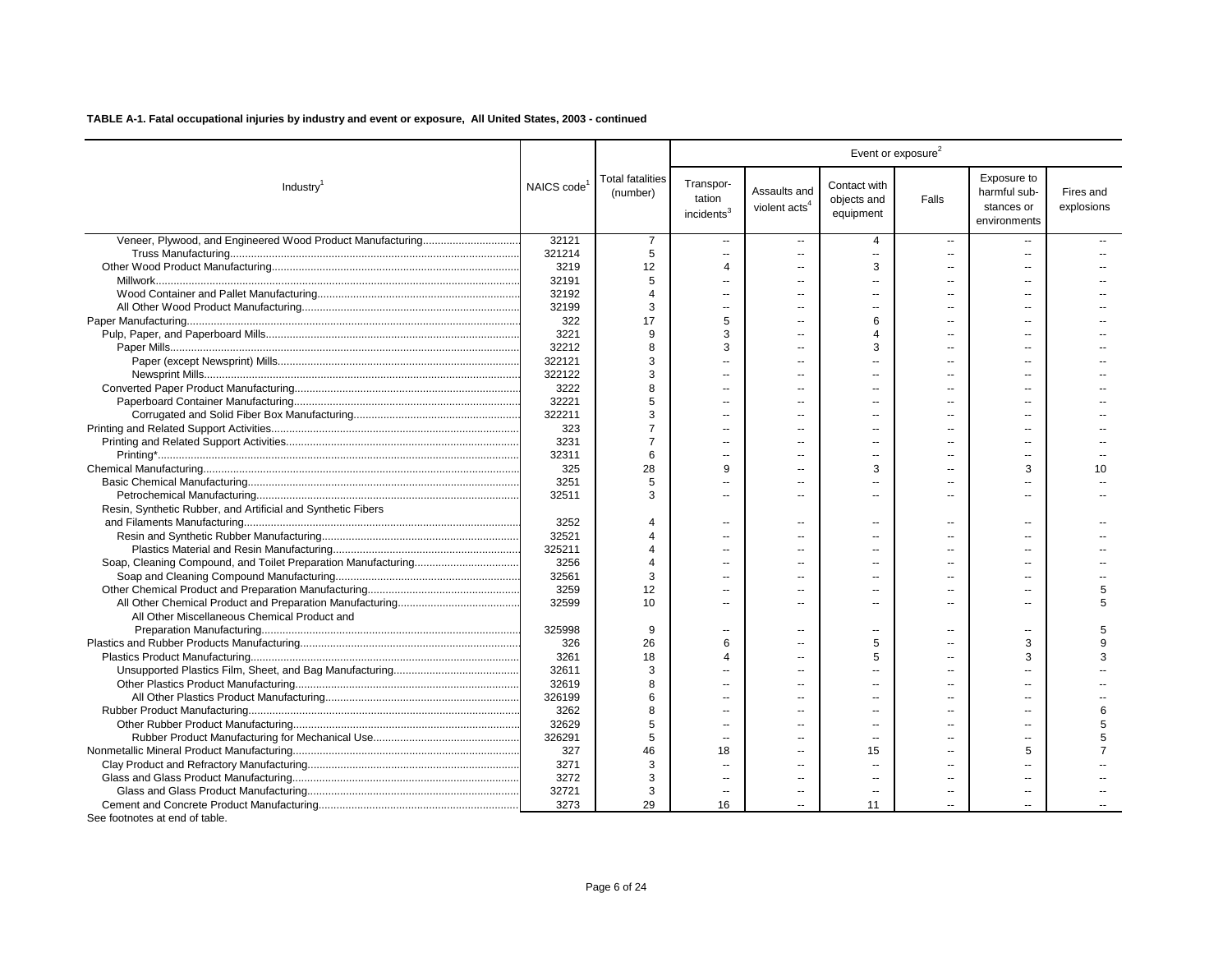**TABLE A-1. Fatal occupational injuries by industry and event or exposure, All United States, 2003 - continued**

| Industry[1] | NAICS code[1] | Total fatalities (number) | Event or exposure[2] | | | | | |
|---|---|---|---|---|---|---|---|---|
| | | | Transportation incidents[3] | Assaults and violent acts[4] | Contact with objects and equipment | Falls | Exposure to harmful substances or environments | Fires and explosions |
| Veneer, Plywood, and Engineered Wood Product Manufacturing | 32121 | 7 | -- | -- | 4 | -- | -- | -- |
| Truss Manufacturing | 321214 | 5 | -- | -- | -- | -- | -- | -- |
| Other Wood Product Manufacturing | 3219 | 12 | 4 | -- | 3 | -- | -- | -- |
| Millwork | 32191 | 5 | -- | -- | -- | -- | -- | -- |
| Wood Container and Pallet Manufacturing | 32192 | 4 | -- | -- | -- | -- | -- | -- |
| All Other Wood Product Manufacturing | 32199 | 3 | -- | -- | -- | -- | -- | -- |
| Paper Manufacturing | 322 | 17 | 5 | -- | 6 | -- | -- | -- |
| Pulp, Paper, and Paperboard Mills | 3221 | 9 | 3 | -- | 4 | -- | -- | -- |
| Paper Mills | 32212 | 8 | 3 | -- | 3 | -- | -- | -- |
| Paper (except Newsprint) Mills | 322121 | 3 | -- | -- | -- | -- | -- | -- |
| Newsprint Mills | 322122 | 3 | -- | -- | -- | -- | -- | -- |
| Converted Paper Product Manufacturing | 3222 | 8 | -- | -- | -- | -- | -- | -- |
| Paperboard Container Manufacturing | 32221 | 5 | -- | -- | -- | -- | -- | -- |
| Corrugated and Solid Fiber Box Manufacturing | 322211 | 3 | -- | -- | -- | -- | -- | -- |
| Printing and Related Support Activities | 323 | 7 | -- | -- | -- | -- | -- | -- |
| Printing and Related Support Activities | 3231 | 7 | -- | -- | -- | -- | -- | -- |
| Printing* | 32311 | 6 | -- | -- | -- | -- | -- | -- |
| Chemical Manufacturing | 325 | 28 | 9 | -- | 3 | -- | 3 | 10 |
| Basic Chemical Manufacturing | 3251 | 5 | -- | -- | -- | -- | -- | -- |
| Petrochemical Manufacturing | 32511 | 3 | -- | -- | -- | -- | -- | -- |
| Resin, Synthetic Rubber, and Artificial and Synthetic Fibers and Filaments Manufacturing | 3252 | 4 | -- | -- | -- | -- | -- | -- |
| Resin and Synthetic Rubber Manufacturing | 32521 | 4 | -- | -- | -- | -- | -- | -- |
| Plastics Material and Resin Manufacturing | 325211 | 4 | -- | -- | -- | -- | -- | -- |
| Soap, Cleaning Compound, and Toilet Preparation Manufacturing | 3256 | 4 | -- | -- | -- | -- | -- | -- |
| Soap and Cleaning Compound Manufacturing | 32561 | 3 | -- | -- | -- | -- | -- | -- |
| Other Chemical Product and Preparation Manufacturing | 3259 | 12 | -- | -- | -- | -- | -- | 5 |
| All Other Chemical Product and Preparation Manufacturing | 32599 | 10 | -- | -- | -- | -- | -- | 5 |
| All Other Miscellaneous Chemical Product and Preparation Manufacturing | 325998 | 9 | -- | -- | -- | -- | -- | 5 |
| Plastics and Rubber Products Manufacturing | 326 | 26 | 6 | -- | 5 | -- | 3 | 9 |
| Plastics Product Manufacturing | 3261 | 18 | 4 | -- | 5 | -- | 3 | 3 |
| Unsupported Plastics Film, Sheet, and Bag Manufacturing | 32611 | 3 | -- | -- | -- | -- | -- | -- |
| Other Plastics Product Manufacturing | 32619 | 8 | -- | -- | -- | -- | -- | -- |
| All Other Plastics Product Manufacturing | 326199 | 6 | -- | -- | -- | -- | -- | -- |
| Rubber Product Manufacturing | 3262 | 8 | -- | -- | -- | -- | -- | 6 |
| Other Rubber Product Manufacturing | 32629 | 5 | -- | -- | -- | -- | -- | 5 |
| Rubber Product Manufacturing for Mechanical Use | 326291 | 5 | -- | -- | -- | -- | -- | 5 |
| Nonmetallic Mineral Product Manufacturing | 327 | 46 | 18 | -- | 15 | -- | 5 | 7 |
| Clay Product and Refractory Manufacturing | 3271 | 3 | -- | -- | -- | -- | -- | -- |
| Glass and Glass Product Manufacturing | 3272 | 3 | -- | -- | -- | -- | -- | -- |
| Glass and Glass Product Manufacturing | 32721 | 3 | -- | -- | -- | -- | -- | -- |
| Cement and Concrete Product Manufacturing | 3273 | 29 | 16 | -- | 11 | -- | -- | -- |

See footnotes at end of table.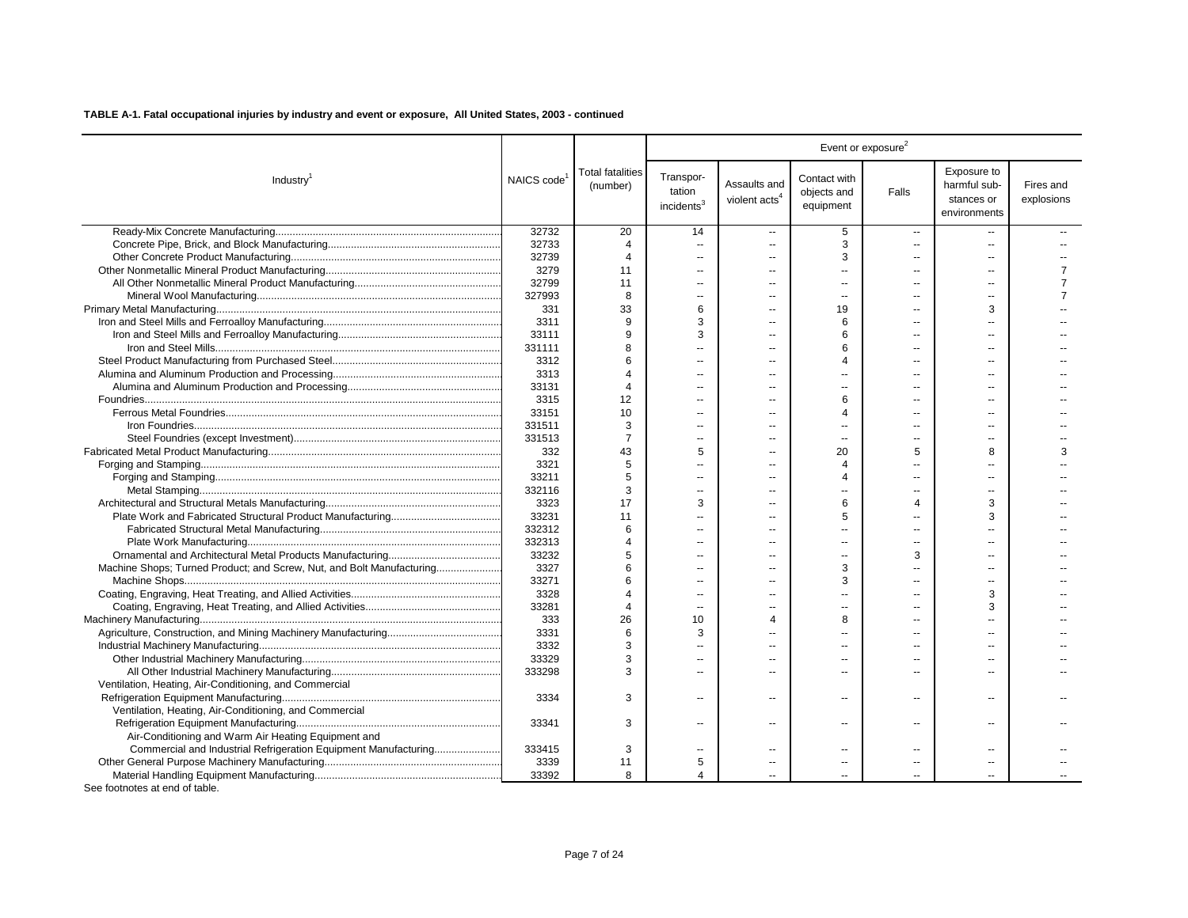**TABLE A-1. Fatal occupational injuries by industry and event or exposure, All United States, 2003 - continued**

| Industry[1] | NAICS code[1] | Total fatalities (number) | Event or exposure[2] | | | | | |
|---|---|---|---|---|---|---|---|---|
| | | | Transportation incidents[3] | Assaults and violent acts[4] | Contact with objects and equipment | Falls | Exposure to harmful substances or environments | Fires and explosions |
| Ready-Mix Concrete Manufacturing | 32732 | 20 | 14 | -- | 5 | -- | -- | -- |
| Concrete Pipe, Brick, and Block Manufacturing | 32733 | 4 | -- | -- | 3 | -- | -- | -- |
| Other Concrete Product Manufacturing | 32739 | 4 | -- | -- | 3 | -- | -- | -- |
| Other Nonmetallic Mineral Product Manufacturing | 3279 | 11 | -- | -- | -- | -- | -- | 7 |
| All Other Nonmetallic Mineral Product Manufacturing | 32799 | 11 | -- | -- | -- | -- | -- | 7 |
| Mineral Wool Manufacturing | 327993 | 8 | -- | -- | -- | -- | -- | 7 |
| Primary Metal Manufacturing | 331 | 33 | 6 | -- | 19 | -- | 3 | -- |
| Iron and Steel Mills and Ferroalloy Manufacturing | 3311 | 9 | 3 | -- | 6 | -- | -- | -- |
| Iron and Steel Mills and Ferroalloy Manufacturing | 33111 | 9 | 3 | -- | 6 | -- | -- | -- |
| Iron and Steel Mills | 331111 | 8 | -- | -- | 6 | -- | -- | -- |
| Steel Product Manufacturing from Purchased Steel | 3312 | 6 | -- | -- | 4 | -- | -- | -- |
| Alumina and Aluminum Production and Processing | 3313 | 4 | -- | -- | -- | -- | -- | -- |
| Alumina and Aluminum Production and Processing | 33131 | 4 | -- | -- | -- | -- | -- | -- |
| Foundries | 3315 | 12 | -- | -- | 6 | -- | -- | -- |
| Ferrous Metal Foundries | 33151 | 10 | -- | -- | 4 | -- | -- | -- |
| Iron Foundries | 331511 | 3 | -- | -- | -- | -- | -- | -- |
| Steel Foundries (except Investment) | 331513 | 7 | -- | -- | -- | -- | -- | -- |
| Fabricated Metal Product Manufacturing | 332 | 43 | 5 | -- | 20 | 5 | 8 | 3 |
| Forging and Stamping | 3321 | 5 | -- | -- | 4 | -- | -- | -- |
| Forging and Stamping | 33211 | 5 | -- | -- | 4 | -- | -- | -- |
| Metal Stamping | 332116 | 3 | -- | -- | -- | -- | -- | -- |
| Architectural and Structural Metals Manufacturing | 3323 | 17 | 3 | -- | 6 | 4 | 3 | -- |
| Plate Work and Fabricated Structural Product Manufacturing | 33231 | 11 | -- | -- | 5 | -- | 3 | -- |
| Fabricated Structural Metal Manufacturing | 332312 | 6 | -- | -- | -- | -- | -- | -- |
| Plate Work Manufacturing | 332313 | 4 | -- | -- | -- | -- | -- | -- |
| Ornamental and Architectural Metal Products Manufacturing | 33232 | 5 | -- | -- | -- | 3 | -- | -- |
| Machine Shops; Turned Product; and Screw, Nut, and Bolt Manufacturing | 3327 | 6 | -- | -- | 3 | -- | -- | -- |
| Machine Shops | 33271 | 6 | -- | -- | 3 | -- | -- | -- |
| Coating, Engraving, Heat Treating, and Allied Activities | 3328 | 4 | -- | -- | -- | -- | 3 | -- |
| Coating, Engraving, Heat Treating, and Allied Activities | 33281 | 4 | -- | -- | -- | -- | 3 | -- |
| Machinery Manufacturing | 333 | 26 | 10 | 4 | 8 | -- | -- | -- |
| Agriculture, Construction, and Mining Machinery Manufacturing | 3331 | 6 | 3 | -- | -- | -- | -- | -- |
| Industrial Machinery Manufacturing | 3332 | 3 | -- | -- | -- | -- | -- | -- |
| Other Industrial Machinery Manufacturing | 33329 | 3 | -- | -- | -- | -- | -- | -- |
| All Other Industrial Machinery Manufacturing | 333298 | 3 | -- | -- | -- | -- | -- | -- |
| Ventilation, Heating, Air-Conditioning, and Commercial Refrigeration Equipment Manufacturing | 3334 | 3 | -- | -- | -- | -- | -- | -- |
| Ventilation, Heating, Air-Conditioning, and Commercial Refrigeration Equipment Manufacturing | 33341 | 3 | -- | -- | -- | -- | -- | -- |
| Air-Conditioning and Warm Air Heating Equipment and Commercial and Industrial Refrigeration Equipment Manufacturing | 333415 | 3 | -- | -- | -- | -- | -- | -- |
| Other General Purpose Machinery Manufacturing | 3339 | 11 | 5 | -- | -- | -- | -- | -- |
| Material Handling Equipment Manufacturing | 33392 | 8 | 4 | -- | -- | -- | -- | -- |

See footnotes at end of table.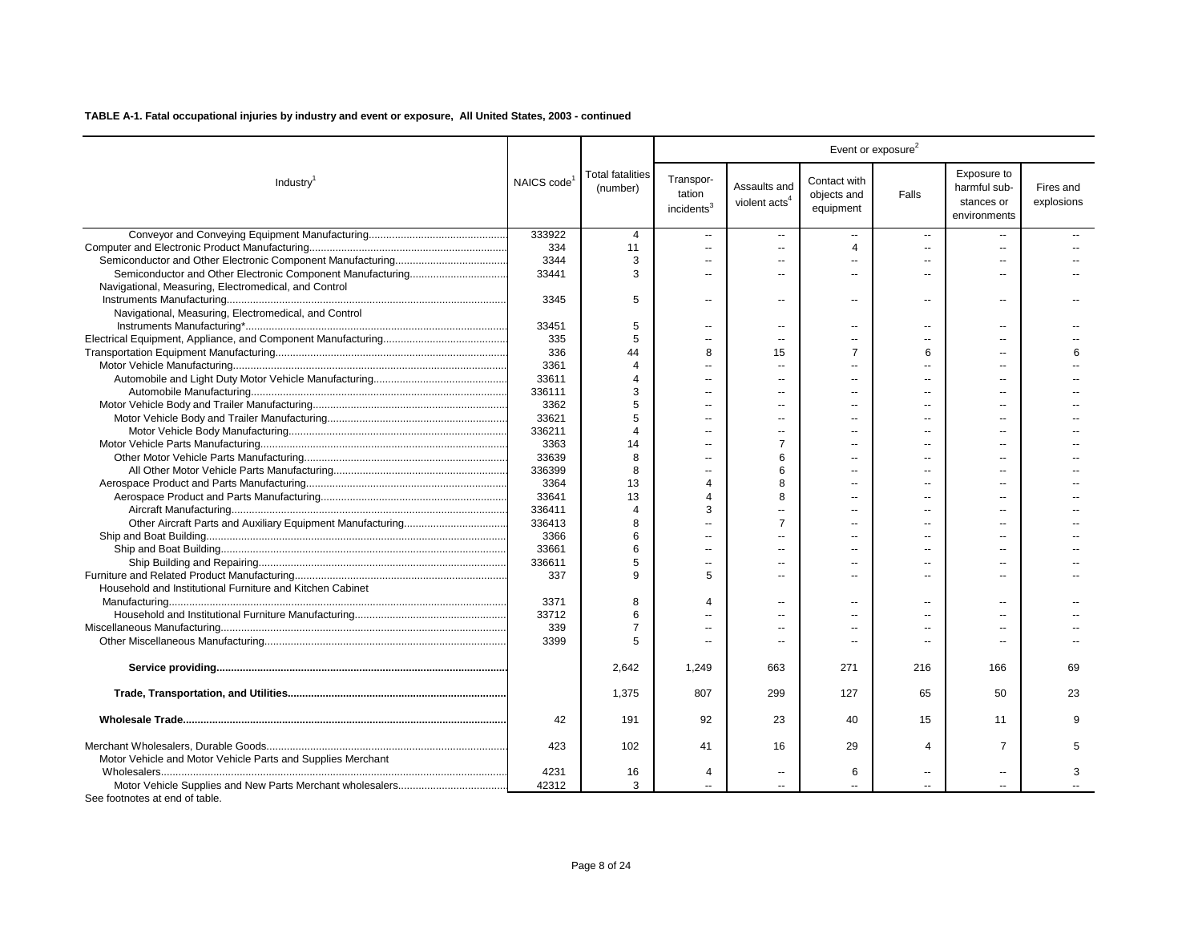**TABLE A-1. Fatal occupational injuries by industry and event or exposure, All United States, 2003 - continued**

| Industry[1] | NAICS code[1] | Total fatalities (number) | Event or exposure[2] | | | | | |
|---|---|---|---|---|---|---|---|---|
| | | | Transportation incidents[3] | Assaults and violent acts[4] | Contact with objects and equipment | Falls | Exposure to harmful substances or environments | Fires and explosions |
| Conveyor and Conveying Equipment Manufacturing | 333922 | 4 | -- | -- | -- | -- | -- | -- |
| Computer and Electronic Product Manufacturing | 334 | 11 | -- | -- | 4 | -- | -- | -- |
| Semiconductor and Other Electronic Component Manufacturing | 3344 | 3 | -- | -- | -- | -- | -- | -- |
| Semiconductor and Other Electronic Component Manufacturing | 33441 | 3 | -- | -- | -- | -- | -- | -- |
| Navigational, Measuring, Electromedical, and Control Instruments Manufacturing | 3345 | 5 | -- | -- | -- | -- | -- | -- |
| Navigational, Measuring, Electromedical, and Control Instruments Manufacturing* | 33451 | 5 | -- | -- | -- | -- | -- | -- |
| Electrical Equipment, Appliance, and Component Manufacturing | 335 | 5 | -- | -- | -- | -- | -- | -- |
| Transportation Equipment Manufacturing | 336 | 44 | 8 | 15 | 7 | 6 | -- | 6 |
| Motor Vehicle Manufacturing | 3361 | 4 | -- | -- | -- | -- | -- | -- |
| Automobile and Light Duty Motor Vehicle Manufacturing | 33611 | 4 | -- | -- | -- | -- | -- | -- |
| Automobile Manufacturing | 336111 | 3 | -- | -- | -- | -- | -- | -- |
| Motor Vehicle Body and Trailer Manufacturing | 3362 | 5 | -- | -- | -- | -- | -- | -- |
| Motor Vehicle Body and Trailer Manufacturing | 33621 | 5 | -- | -- | -- | -- | -- | -- |
| Motor Vehicle Body Manufacturing | 336211 | 4 | -- | -- | -- | -- | -- | -- |
| Motor Vehicle Parts Manufacturing | 3363 | 14 | -- | 7 | -- | -- | -- | -- |
| Other Motor Vehicle Parts Manufacturing | 33639 | 8 | -- | 6 | -- | -- | -- | -- |
| All Other Motor Vehicle Parts Manufacturing | 336399 | 8 | -- | 6 | -- | -- | -- | -- |
| Aerospace Product and Parts Manufacturing | 3364 | 13 | 4 | 8 | -- | -- | -- | -- |
| Aerospace Product and Parts Manufacturing | 33641 | 13 | 4 | 8 | -- | -- | -- | -- |
| Aircraft Manufacturing | 336411 | 4 | 3 | -- | -- | -- | -- | -- |
| Other Aircraft Parts and Auxiliary Equipment Manufacturing | 336413 | 8 | -- | 7 | -- | -- | -- | -- |
| Ship and Boat Building | 3366 | 6 | -- | -- | -- | -- | -- | -- |
| Ship and Boat Building | 33661 | 6 | -- | -- | -- | -- | -- | -- |
| Ship Building and Repairing | 336611 | 5 | -- | -- | -- | -- | -- | -- |
| Furniture and Related Product Manufacturing | 337 | 9 | 5 | -- | -- | -- | -- | -- |
| Household and Institutional Furniture and Kitchen Cabinet Manufacturing | 3371 | 8 | 4 | -- | -- | -- | -- | -- |
| Household and Institutional Furniture Manufacturing | 33712 | 6 | -- | -- | -- | -- | -- | -- |
| Miscellaneous Manufacturing | 339 | 7 | -- | -- | -- | -- | -- | -- |
| Other Miscellaneous Manufacturing | 3399 | 5 | -- | -- | -- | -- | -- | -- |
| **Service providing** | | 2,642 | 1,249 | 663 | 271 | 216 | 166 | 69 |
| **Trade, Transportation, and Utilities** | | 1,375 | 807 | 299 | 127 | 65 | 50 | 23 |
| **Wholesale Trade** | 42 | 191 | 92 | 23 | 40 | 15 | 11 | 9 |
| Merchant Wholesalers, Durable Goods | 423 | 102 | 41 | 16 | 29 | 4 | 7 | 5 |
| Motor Vehicle and Motor Vehicle Parts and Supplies Merchant Wholesalers | 4231 | 16 | 4 | -- | 6 | -- | -- | 3 |
| Motor Vehicle Supplies and New Parts Merchant wholesalers | 42312 | 3 | -- | -- | -- | -- | -- | -- |

See footnotes at end of table.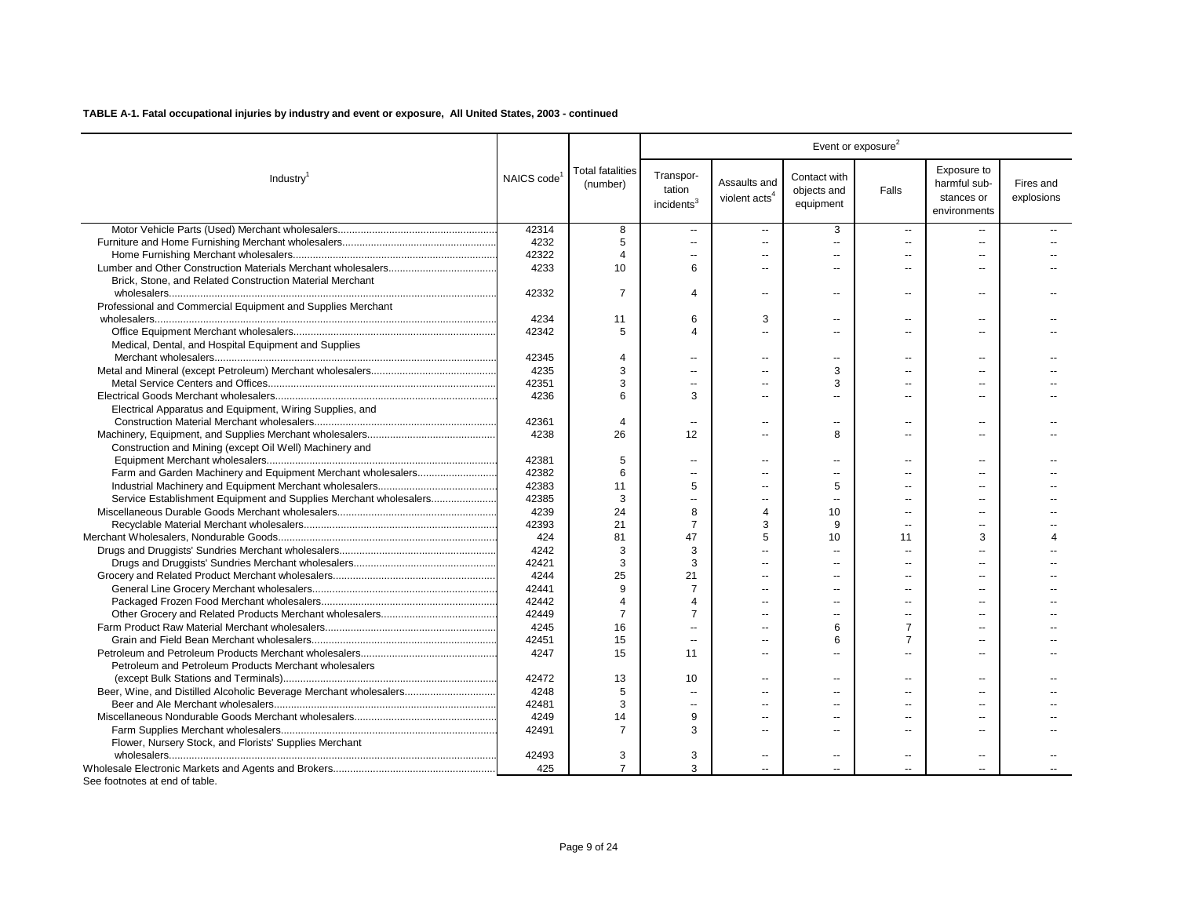**TABLE A-1. Fatal occupational injuries by industry and event or exposure, All United States, 2003 - continued**

| Industry[1] | NAICS code[1] | Total fatalities (number) | Event or exposure[2] | | | | | |
|---|---|---|---|---|---|---|---|---|
| | | | Transportation incidents[3] | Assaults and violent acts[4] | Contact with objects and equipment | Falls | Exposure to harmful substances or environments | Fires and explosions |
| Motor Vehicle Parts (Used) Merchant wholesalers | 42314 | 8 | -- | -- | 3 | -- | -- | -- |
| Furniture and Home Furnishing Merchant wholesalers | 4232 | 5 | -- | -- | -- | -- | -- | -- |
| Home Furnishing Merchant wholesalers | 42322 | 4 | -- | -- | -- | -- | -- | -- |
| Lumber and Other Construction Materials Merchant wholesalers | 4233 | 10 | 6 | -- | -- | -- | -- | -- |
| Brick, Stone, and Related Construction Material Merchant wholesalers | 42332 | 7 | 4 | -- | -- | -- | -- | -- |
| Professional and Commercial Equipment and Supplies Merchant wholesalers | 4234 | 11 | 6 | 3 | -- | -- | -- | -- |
| Office Equipment Merchant wholesalers | 42342 | 5 | 4 | -- | -- | -- | -- | -- |
| Medical, Dental, and Hospital Equipment and Supplies Merchant wholesalers | 42345 | 4 | -- | -- | -- | -- | -- | -- |
| Metal and Mineral (except Petroleum) Merchant wholesalers | 4235 | 3 | -- | -- | 3 | -- | -- | -- |
| Metal Service Centers and Offices | 42351 | 3 | -- | -- | 3 | -- | -- | -- |
| Electrical Goods Merchant wholesalers | 4236 | 6 | 3 | -- | -- | -- | -- | -- |
| Electrical Apparatus and Equipment, Wiring Supplies, and Construction Material Merchant wholesalers | 42361 | 4 | -- | -- | -- | -- | -- | -- |
| Machinery, Equipment, and Supplies Merchant wholesalers | 4238 | 26 | 12 | -- | 8 | -- | -- | -- |
| Construction and Mining (except Oil Well) Machinery and Equipment Merchant wholesalers | 42381 | 5 | -- | -- | -- | -- | -- | -- |
| Farm and Garden Machinery and Equipment Merchant wholesalers | 42382 | 6 | -- | -- | -- | -- | -- | -- |
| Industrial Machinery and Equipment Merchant wholesalers | 42383 | 11 | 5 | -- | 5 | -- | -- | -- |
| Service Establishment Equipment and Supplies Merchant wholesalers | 42385 | 3 | -- | -- | -- | -- | -- | -- |
| Miscellaneous Durable Goods Merchant wholesalers | 4239 | 24 | 8 | 4 | 10 | -- | -- | -- |
| Recyclable Material Merchant wholesalers | 42393 | 21 | 7 | 3 | 9 | -- | -- | -- |
| Merchant Wholesalers, Nondurable Goods | 424 | 81 | 47 | 5 | 10 | 11 | 3 | 4 |
| Drugs and Druggists' Sundries Merchant wholesalers | 4242 | 3 | 3 | -- | -- | -- | -- | -- |
| Drugs and Druggists' Sundries Merchant wholesalers | 42421 | 3 | 3 | -- | -- | -- | -- | -- |
| Grocery and Related Product Merchant wholesalers | 4244 | 25 | 21 | -- | -- | -- | -- | -- |
| General Line Grocery Merchant wholesalers | 42441 | 9 | 7 | -- | -- | -- | -- | -- |
| Packaged Frozen Food Merchant wholesalers | 42442 | 4 | 4 | -- | -- | -- | -- | -- |
| Other Grocery and Related Products Merchant wholesalers | 42449 | 7 | 7 | -- | -- | -- | -- | -- |
| Farm Product Raw Material Merchant wholesalers | 4245 | 16 | -- | -- | 6 | 7 | -- | -- |
| Grain and Field Bean Merchant wholesalers | 42451 | 15 | -- | -- | 6 | 7 | -- | -- |
| Petroleum and Petroleum Products Merchant wholesalers | 4247 | 15 | 11 | -- | -- | -- | -- | -- |
| Petroleum and Petroleum Products Merchant wholesalers (except Bulk Stations and Terminals) | 42472 | 13 | 10 | -- | -- | -- | -- | -- |
| Beer, Wine, and Distilled Alcoholic Beverage Merchant wholesalers | 4248 | 5 | -- | -- | -- | -- | -- | -- |
| Beer and Ale Merchant wholesalers | 42481 | 3 | -- | -- | -- | -- | -- | -- |
| Miscellaneous Nondurable Goods Merchant wholesalers | 4249 | 14 | 9 | -- | -- | -- | -- | -- |
| Farm Supplies Merchant wholesalers | 42491 | 7 | 3 | -- | -- | -- | -- | -- |
| Flower, Nursery Stock, and Florists' Supplies Merchant wholesalers | 42493 | 3 | 3 | -- | -- | -- | -- | -- |
| Wholesale Electronic Markets and Agents and Brokers | 425 | 7 | 3 | -- | -- | -- | -- | -- |

See footnotes at end of table.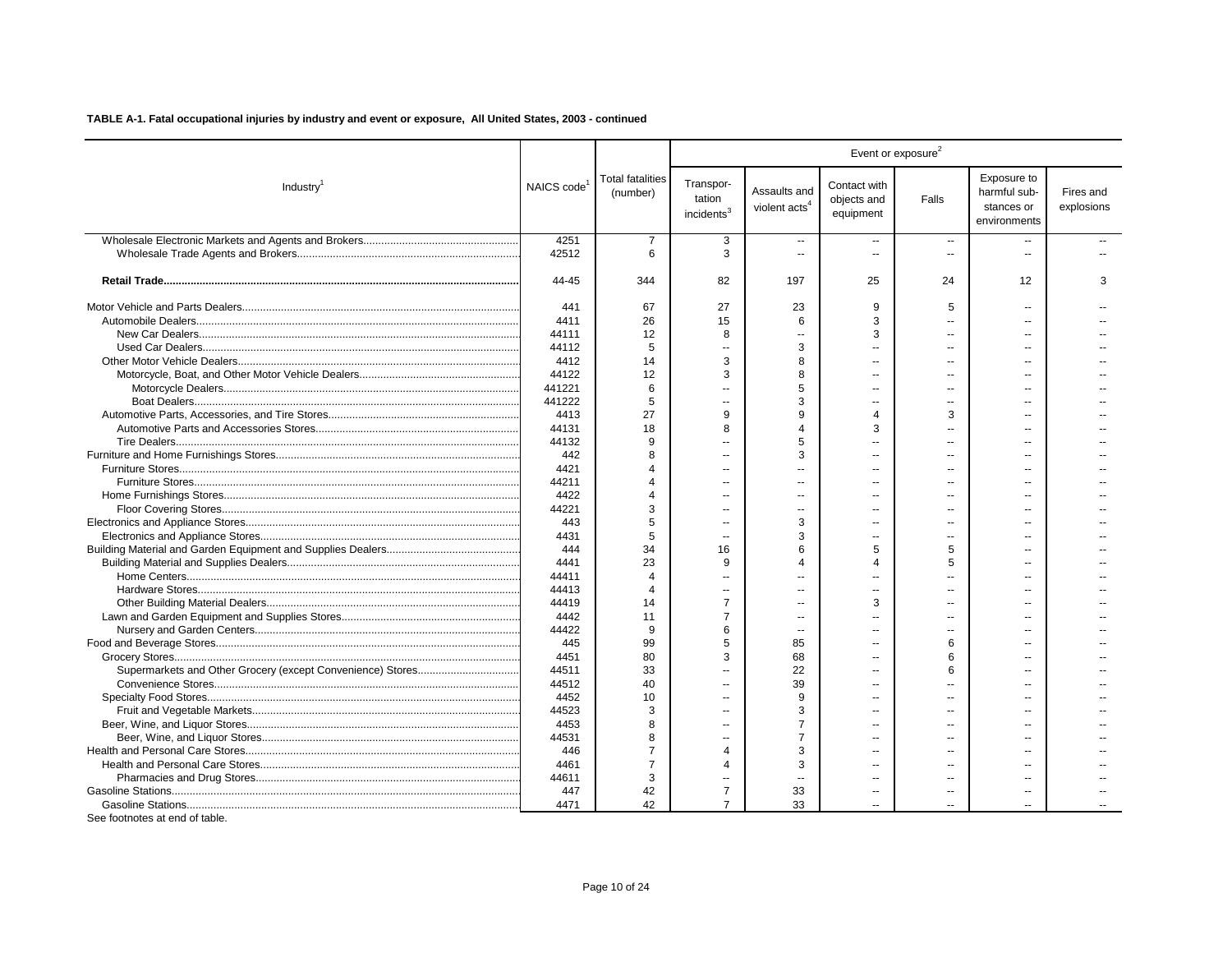**TABLE A-1. Fatal occupational injuries by industry and event or exposure, All United States, 2003 - continued**

| Industry[1] | NAICS code[1] | Total fatalities (number) | Event or exposure[2] | | | | | |
|---|---|---|---|---|---|---|---|---|
| | | | Transportation incidents[3] | Assaults and violent acts[4] | Contact with objects and equipment | Falls | Exposure to harmful substances or environments | Fires and explosions |
| Wholesale Electronic Markets and Agents and Brokers | 4251 | 7 | 3 | -- | -- | -- | -- | -- |
| Wholesale Trade Agents and Brokers | 42512 | 6 | 3 | -- | -- | -- | -- | -- |
| **Retail Trade** | 44-45 | 344 | 82 | 197 | 25 | 24 | 12 | 3 |
| Motor Vehicle and Parts Dealers | 441 | 67 | 27 | 23 | 9 | 5 | -- | -- |
| Automobile Dealers | 4411 | 26 | 15 | 6 | 3 | -- | -- | -- |
| New Car Dealers | 44111 | 12 | 8 | -- | 3 | -- | -- | -- |
| Used Car Dealers | 44112 | 5 | -- | 3 | -- | -- | -- | -- |
| Other Motor Vehicle Dealers | 4412 | 14 | 3 | 8 | -- | -- | -- | -- |
| Motorcycle, Boat, and Other Motor Vehicle Dealers | 44122 | 12 | 3 | 8 | -- | -- | -- | -- |
| Motorcycle Dealers | 441221 | 6 | -- | 5 | -- | -- | -- | -- |
| Boat Dealers | 441222 | 5 | -- | 3 | -- | -- | -- | -- |
| Automotive Parts, Accessories, and Tire Stores | 4413 | 27 | 9 | 9 | 4 | 3 | -- | -- |
| Automotive Parts and Accessories Stores | 44131 | 18 | 8 | 4 | 3 | -- | -- | -- |
| Tire Dealers | 44132 | 9 | -- | 5 | -- | -- | -- | -- |
| Furniture and Home Furnishings Stores | 442 | 8 | -- | 3 | -- | -- | -- | -- |
| Furniture Stores | 4421 | 4 | -- | -- | -- | -- | -- | -- |
| Furniture Stores | 44211 | 4 | -- | -- | -- | -- | -- | -- |
| Home Furnishings Stores | 4422 | 4 | -- | -- | -- | -- | -- | -- |
| Floor Covering Stores | 44221 | 3 | -- | -- | -- | -- | -- | -- |
| Electronics and Appliance Stores | 443 | 5 | -- | 3 | -- | -- | -- | -- |
| Electronics and Appliance Stores | 4431 | 5 | -- | 3 | -- | -- | -- | -- |
| Building Material and Garden Equipment and Supplies Dealers | 444 | 34 | 16 | 6 | 5 | 5 | -- | -- |
| Building Material and Supplies Dealers | 4441 | 23 | 9 | 4 | 4 | 5 | -- | -- |
| Home Centers | 44411 | 4 | -- | -- | -- | -- | -- | -- |
| Hardware Stores | 44413 | 4 | -- | -- | -- | -- | -- | -- |
| Other Building Material Dealers | 44419 | 14 | 7 | -- | 3 | -- | -- | -- |
| Lawn and Garden Equipment and Supplies Stores | 4442 | 11 | 7 | -- | -- | -- | -- | -- |
| Nursery and Garden Centers | 44422 | 9 | 6 | -- | -- | -- | -- | -- |
| Food and Beverage Stores | 445 | 99 | 5 | 85 | -- | 6 | -- | -- |
| Grocery Stores | 4451 | 80 | 3 | 68 | -- | 6 | -- | -- |
| Supermarkets and Other Grocery (except Convenience) Stores | 44511 | 33 | -- | 22 | -- | 6 | -- | -- |
| Convenience Stores | 44512 | 40 | -- | 39 | -- | -- | -- | -- |
| Specialty Food Stores | 4452 | 10 | -- | 9 | -- | -- | -- | -- |
| Fruit and Vegetable Markets | 44523 | 3 | -- | 3 | -- | -- | -- | -- |
| Beer, Wine, and Liquor Stores | 4453 | 8 | -- | 7 | -- | -- | -- | -- |
| Beer, Wine, and Liquor Stores | 44531 | 8 | -- | 7 | -- | -- | -- | -- |
| Health and Personal Care Stores | 446 | 7 | 4 | 3 | -- | -- | -- | -- |
| Health and Personal Care Stores | 4461 | 7 | 4 | 3 | -- | -- | -- | -- |
| Pharmacies and Drug Stores | 44611 | 3 | -- | -- | -- | -- | -- | -- |
| Gasoline Stations | 447 | 42 | 7 | 33 | -- | -- | -- | -- |
| Gasoline Stations | 4471 | 42 | 7 | 33 | -- | -- | -- | -- |

See footnotes at end of table.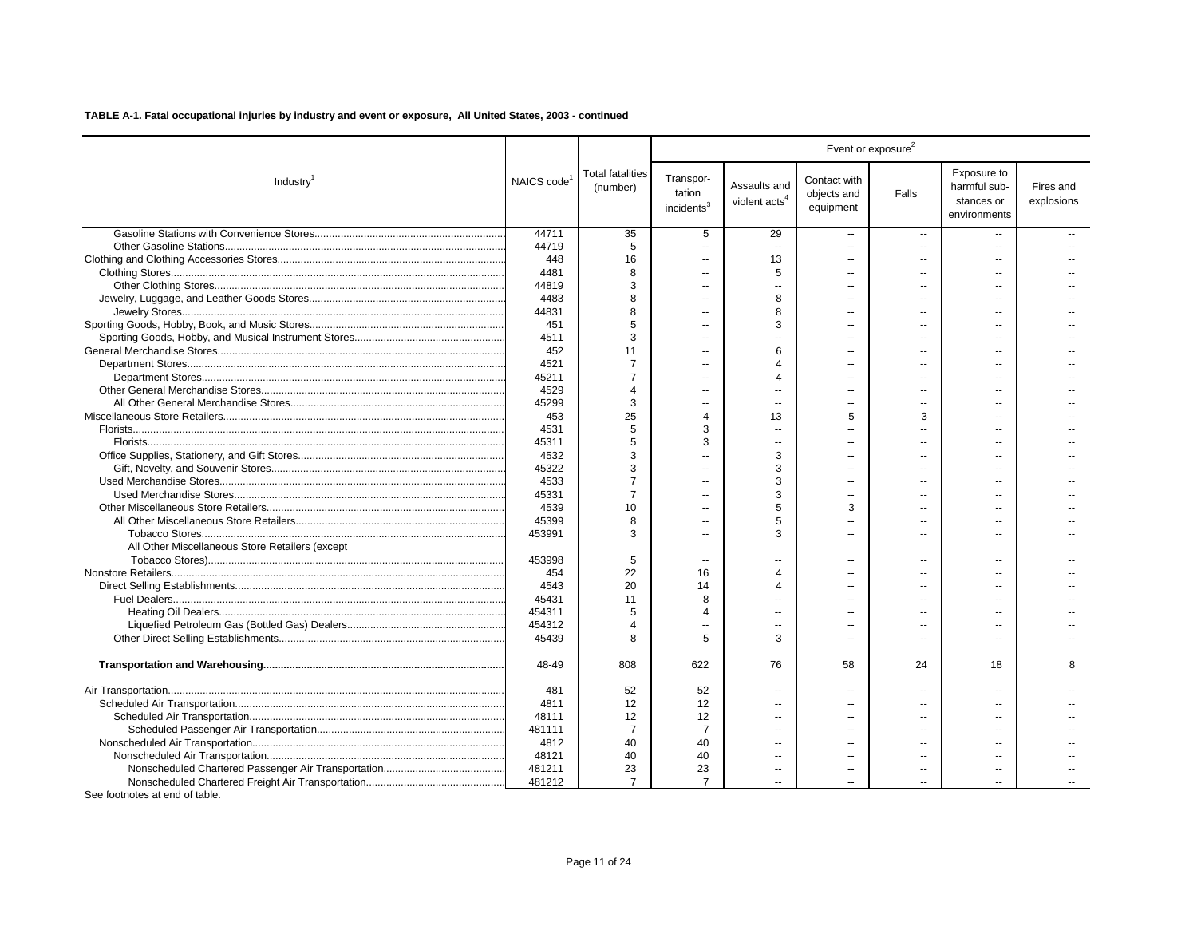**TABLE A-1. Fatal occupational injuries by industry and event or exposure, All United States, 2003 - continued**

| Industry[1] | NAICS code[1] | Total fatalities (number) | Event or exposure[2] | | | | | |
|---|---|---|---|---|---|---|---|---|
| | | | Transportation incidents[3] | Assaults and violent acts[4] | Contact with objects and equipment | Falls | Exposure to harmful substances or environments | Fires and explosions |
| Gasoline Stations with Convenience Stores | 44711 | 35 | 5 | 29 | -- | -- | -- | -- |
| Other Gasoline Stations | 44719 | 5 | -- | -- | -- | -- | -- | -- |
| Clothing and Clothing Accessories Stores | 448 | 16 | -- | 13 | -- | -- | -- | -- |
| Clothing Stores | 4481 | 8 | -- | 5 | -- | -- | -- | -- |
| Other Clothing Stores | 44819 | 3 | -- | -- | -- | -- | -- | -- |
| Jewelry, Luggage, and Leather Goods Stores | 4483 | 8 | -- | 8 | -- | -- | -- | -- |
| Jewelry Stores | 44831 | 8 | -- | 8 | -- | -- | -- | -- |
| Sporting Goods, Hobby, Book, and Music Stores | 451 | 5 | -- | 3 | -- | -- | -- | -- |
| Sporting Goods, Hobby, and Musical Instrument Stores | 4511 | 3 | -- | -- | -- | -- | -- | -- |
| General Merchandise Stores | 452 | 11 | -- | 6 | -- | -- | -- | -- |
| Department Stores | 4521 | 7 | -- | 4 | -- | -- | -- | -- |
| Department Stores | 45211 | 7 | -- | 4 | -- | -- | -- | -- |
| Other General Merchandise Stores | 4529 | 4 | -- | -- | -- | -- | -- | -- |
| All Other General Merchandise Stores | 45299 | 3 | -- | -- | -- | -- | -- | -- |
| Miscellaneous Store Retailers | 453 | 25 | 4 | 13 | 5 | 3 | -- | -- |
| Florists | 4531 | 5 | 3 | -- | -- | -- | -- | -- |
| Florists | 45311 | 5 | 3 | -- | -- | -- | -- | -- |
| Office Supplies, Stationery, and Gift Stores | 4532 | 3 | -- | 3 | -- | -- | -- | -- |
| Gift, Novelty, and Souvenir Stores | 45322 | 3 | -- | 3 | -- | -- | -- | -- |
| Used Merchandise Stores | 4533 | 7 | -- | 3 | -- | -- | -- | -- |
| Used Merchandise Stores | 45331 | 7 | -- | 3 | -- | -- | -- | -- |
| Other Miscellaneous Store Retailers | 4539 | 10 | -- | 5 | 3 | -- | -- | -- |
| All Other Miscellaneous Store Retailers | 45399 | 8 | -- | 5 | -- | -- | -- | -- |
| Tobacco Stores | 453991 | 3 | -- | 3 | -- | -- | -- | -- |
| All Other Miscellaneous Store Retailers (except Tobacco Stores) | 453998 | 5 | -- | -- | -- | -- | -- | -- |
| Nonstore Retailers | 454 | 22 | 16 | 4 | -- | -- | -- | -- |
| Direct Selling Establishments | 4543 | 20 | 14 | 4 | -- | -- | -- | -- |
| Fuel Dealers | 45431 | 11 | 8 | -- | -- | -- | -- | -- |
| Heating Oil Dealers | 454311 | 5 | 4 | -- | -- | -- | -- | -- |
| Liquefied Petroleum Gas (Bottled Gas) Dealers | 454312 | 4 | -- | -- | -- | -- | -- | -- |
| Other Direct Selling Establishments | 45439 | 8 | 5 | 3 | -- | -- | -- | -- |
| **Transportation and Warehousing** | 48-49 | 808 | 622 | 76 | 58 | 24 | 18 | 8 |
| Air Transportation | 481 | 52 | 52 | -- | -- | -- | -- | -- |
| Scheduled Air Transportation | 4811 | 12 | 12 | -- | -- | -- | -- | -- |
| Scheduled Air Transportation | 48111 | 12 | 12 | -- | -- | -- | -- | -- |
| Scheduled Passenger Air Transportation | 481111 | 7 | 7 | -- | -- | -- | -- | -- |
| Nonscheduled Air Transportation | 4812 | 40 | 40 | -- | -- | -- | -- | -- |
| Nonscheduled Air Transportation | 48121 | 40 | 40 | -- | -- | -- | -- | -- |
| Nonscheduled Chartered Passenger Air Transportation | 481211 | 23 | 23 | -- | -- | -- | -- | -- |
| Nonscheduled Chartered Freight Air Transportation | 481212 | 7 | 7 | -- | -- | -- | -- | -- |

See footnotes at end of table.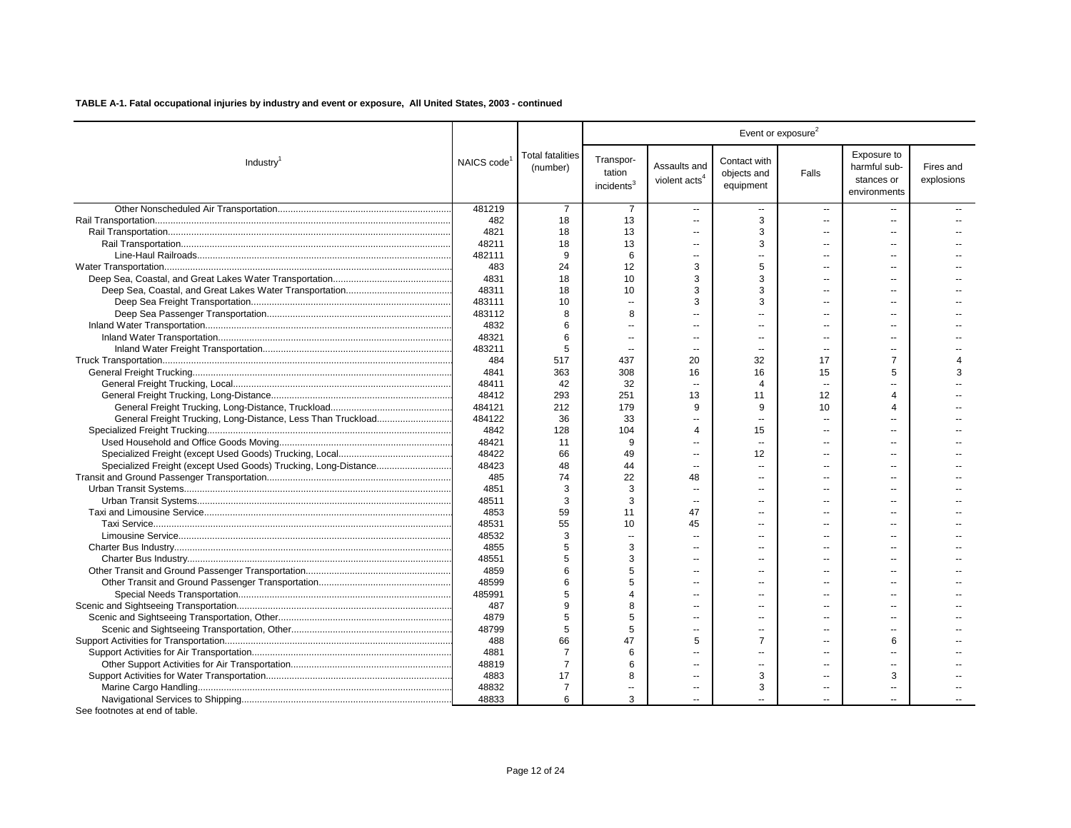**TABLE A-1. Fatal occupational injuries by industry and event or exposure, All United States, 2003 - continued**

| Industry[1] | NAICS code[1] | Total fatalities (number) | Event or exposure[2] | | | | | |
|---|---|---|---|---|---|---|---|---|
| | | | Transportation incidents[3] | Assaults and violent acts[4] | Contact with objects and equipment | Falls | Exposure to harmful substances or environments | Fires and explosions |
| Other Nonscheduled Air Transportation | 481219 | 7 | 7 | -- | -- | -- | -- | -- |
| Rail Transportation | 482 | 18 | 13 | -- | 3 | -- | -- | -- |
| Rail Transportation | 4821 | 18 | 13 | -- | 3 | -- | -- | -- |
| Rail Transportation | 48211 | 18 | 13 | -- | 3 | -- | -- | -- |
| Line-Haul Railroads | 482111 | 9 | 6 | -- | -- | -- | -- | -- |
| Water Transportation | 483 | 24 | 12 | 3 | 5 | -- | -- | -- |
| Deep Sea, Coastal, and Great Lakes Water Transportation | 4831 | 18 | 10 | 3 | 3 | -- | -- | -- |
| Deep Sea, Coastal, and Great Lakes Water Transportation | 48311 | 18 | 10 | 3 | 3 | -- | -- | -- |
| Deep Sea Freight Transportation | 483111 | 10 | -- | 3 | 3 | -- | -- | -- |
| Deep Sea Passenger Transportation | 483112 | 8 | 8 | -- | -- | -- | -- | -- |
| Inland Water Transportation | 4832 | 6 | -- | -- | -- | -- | -- | -- |
| Inland Water Transportation | 48321 | 6 | -- | -- | -- | -- | -- | -- |
| Inland Water Freight Transportation | 483211 | 5 | -- | -- | -- | -- | -- | -- |
| Truck Transportation | 484 | 517 | 437 | 20 | 32 | 17 | 7 | 4 |
| General Freight Trucking | 4841 | 363 | 308 | 16 | 16 | 15 | 5 | 3 |
| General Freight Trucking, Local | 48411 | 42 | 32 | -- | 4 | -- | -- | -- |
| General Freight Trucking, Long-Distance | 48412 | 293 | 251 | 13 | 11 | 12 | 4 | -- |
| General Freight Trucking, Long-Distance, Truckload | 484121 | 212 | 179 | 9 | 9 | 10 | 4 | -- |
| General Freight Trucking, Long-Distance, Less Than Truckload | 484122 | 36 | 33 | -- | -- | -- | -- | -- |
| Specialized Freight Trucking | 4842 | 128 | 104 | 4 | 15 | -- | -- | -- |
| Used Household and Office Goods Moving | 48421 | 11 | 9 | -- | -- | -- | -- | -- |
| Specialized Freight (except Used Goods) Trucking, Local | 48422 | 66 | 49 | -- | 12 | -- | -- | -- |
| Specialized Freight (except Used Goods) Trucking, Long-Distance | 48423 | 48 | 44 | -- | -- | -- | -- | -- |
| Transit and Ground Passenger Transportation | 485 | 74 | 22 | 48 | -- | -- | -- | -- |
| Urban Transit Systems | 4851 | 3 | 3 | -- | -- | -- | -- | -- |
| Urban Transit Systems | 48511 | 3 | 3 | -- | -- | -- | -- | -- |
| Taxi and Limousine Service | 4853 | 59 | 11 | 47 | -- | -- | -- | -- |
| Taxi Service | 48531 | 55 | 10 | 45 | -- | -- | -- | -- |
| Limousine Service | 48532 | 3 | -- | -- | -- | -- | -- | -- |
| Charter Bus Industry | 4855 | 5 | 3 | -- | -- | -- | -- | -- |
| Charter Bus Industry | 48551 | 5 | 3 | -- | -- | -- | -- | -- |
| Other Transit and Ground Passenger Transportation | 4859 | 6 | 5 | -- | -- | -- | -- | -- |
| Other Transit and Ground Passenger Transportation | 48599 | 6 | 5 | -- | -- | -- | -- | -- |
| Special Needs Transportation | 485991 | 5 | 4 | -- | -- | -- | -- | -- |
| Scenic and Sightseeing Transportation | 487 | 9 | 8 | -- | -- | -- | -- | -- |
| Scenic and Sightseeing Transportation, Other | 4879 | 5 | 5 | -- | -- | -- | -- | -- |
| Scenic and Sightseeing Transportation, Other | 48799 | 5 | 5 | -- | -- | -- | -- | -- |
| Support Activities for Transportation | 488 | 66 | 47 | 5 | 7 | -- | 6 | -- |
| Support Activities for Air Transportation | 4881 | 7 | 6 | -- | -- | -- | -- | -- |
| Other Support Activities for Air Transportation | 48819 | 7 | 6 | -- | -- | -- | -- | -- |
| Support Activities for Water Transportation | 4883 | 17 | 8 | -- | 3 | -- | 3 | -- |
| Marine Cargo Handling | 48832 | 7 | -- | -- | 3 | -- | -- | -- |
| Navigational Services to Shipping | 48833 | 6 | 3 | -- | -- | -- | -- | -- |

See footnotes at end of table.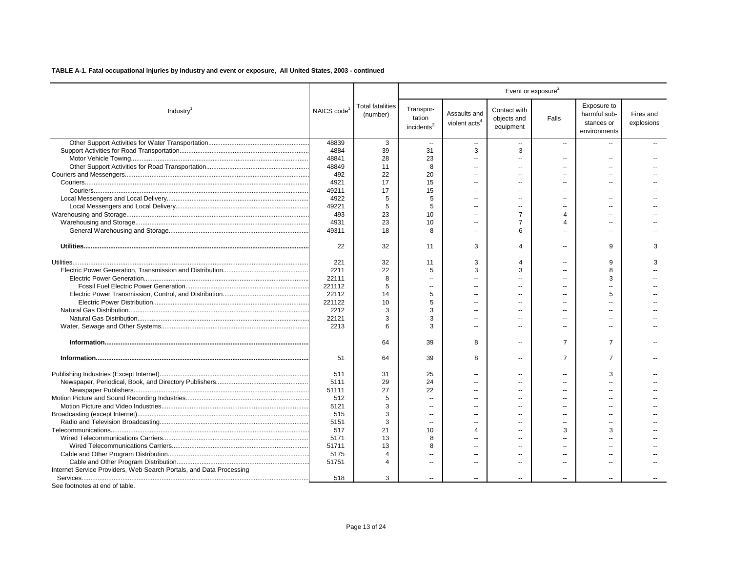**TABLE A-1. Fatal occupational injuries by industry and event or exposure, All United States, 2003 - continued**

| Industry[1] | NAICS code[1] | Total fatalities (number) | Event or exposure[2] | | | | | |
|---|---|---|---|---|---|---|---|---|
| | | | Transportation incidents[3] | Assaults and violent acts[4] | Contact with objects and equipment | Falls | Exposure to harmful substances or environments | Fires and explosions |
| Other Support Activities for Water Transportation | 48839 | 3 | -- | -- | -- | -- | -- | -- |
| Support Activities for Road Transportation | 4884 | 39 | 31 | 3 | 3 | -- | -- | -- |
| Motor Vehicle Towing | 48841 | 28 | 23 | -- | -- | -- | -- | -- |
| Other Support Activities for Road Transportation | 48849 | 11 | 8 | -- | -- | -- | -- | -- |
| Couriers and Messengers | 492 | 22 | 20 | -- | -- | -- | -- | -- |
| Couriers | 4921 | 17 | 15 | -- | -- | -- | -- | -- |
| Couriers | 49211 | 17 | 15 | -- | -- | -- | -- | -- |
| Local Messengers and Local Delivery | 4922 | 5 | 5 | -- | -- | -- | -- | -- |
| Local Messengers and Local Delivery | 49221 | 5 | 5 | -- | -- | -- | -- | -- |
| Warehousing and Storage | 493 | 23 | 10 | -- | 7 | 4 | -- | -- |
| Warehousing and Storage | 4931 | 23 | 10 | -- | 7 | 4 | -- | -- |
| General Warehousing and Storage | 49311 | 18 | 8 | -- | 6 | -- | -- | -- |
| **Utilities** | 22 | 32 | 11 | 3 | 4 | -- | 9 | 3 |
| Utilities | 221 | 32 | 11 | 3 | 4 | -- | 9 | 3 |
| Electric Power Generation, Transmission and Distribution | 2211 | 22 | 5 | 3 | 3 | -- | 8 | -- |
| Electric Power Generation | 22111 | 8 | -- | -- | -- | -- | 3 | -- |
| Fossil Fuel Electric Power Generation | 221112 | 5 | -- | -- | -- | -- | -- | -- |
| Electric Power Transmission, Control, and Distribution | 22112 | 14 | 5 | -- | -- | -- | 5 | -- |
| Electric Power Distribution | 221122 | 10 | 5 | -- | -- | -- | -- | -- |
| Natural Gas Distribution | 2212 | 3 | 3 | -- | -- | -- | -- | -- |
| Natural Gas Distribution | 22121 | 3 | 3 | -- | -- | -- | -- | -- |
| Water, Sewage and Other Systems | 2213 | 6 | 3 | -- | -- | -- | -- | -- |
| **Information** | | 64 | 39 | 8 | -- | 7 | 7 | -- |
| **Information** | 51 | 64 | 39 | 8 | -- | 7 | 7 | -- |
| Publishing Industries (Except Internet) | 511 | 31 | 25 | -- | -- | -- | 3 | -- |
| Newspaper, Periodical, Book, and Directory Publishers | 5111 | 29 | 24 | -- | -- | -- | -- | -- |
| Newspaper Publishers | 51111 | 27 | 22 | -- | -- | -- | -- | -- |
| Motion Picture and Sound Recording Industries | 512 | 5 | -- | -- | -- | -- | -- | -- |
| Motion Picture and Video Industries | 5121 | 3 | -- | -- | -- | -- | -- | -- |
| Broadcasting (except Internet) | 515 | 3 | -- | -- | -- | -- | -- | -- |
| Radio and Television Broadcasting | 5151 | 3 | -- | -- | -- | -- | -- | -- |
| Telecommunications | 517 | 21 | 10 | 4 | -- | 3 | 3 | -- |
| Wired Telecommunications Carriers | 5171 | 13 | 8 | -- | -- | -- | -- | -- |
| Wired Telecommunications Carriers | 51711 | 13 | 8 | -- | -- | -- | -- | -- |
| Cable and Other Program Distribution | 5175 | 4 | -- | -- | -- | -- | -- | -- |
| Cable and Other Program Distribution | 51751 | 4 | -- | -- | -- | -- | -- | -- |
| Internet Service Providers, Web Search Portals, and Data Processing Services | 518 | 3 | -- | -- | -- | -- | -- | -- |

See footnotes at end of table.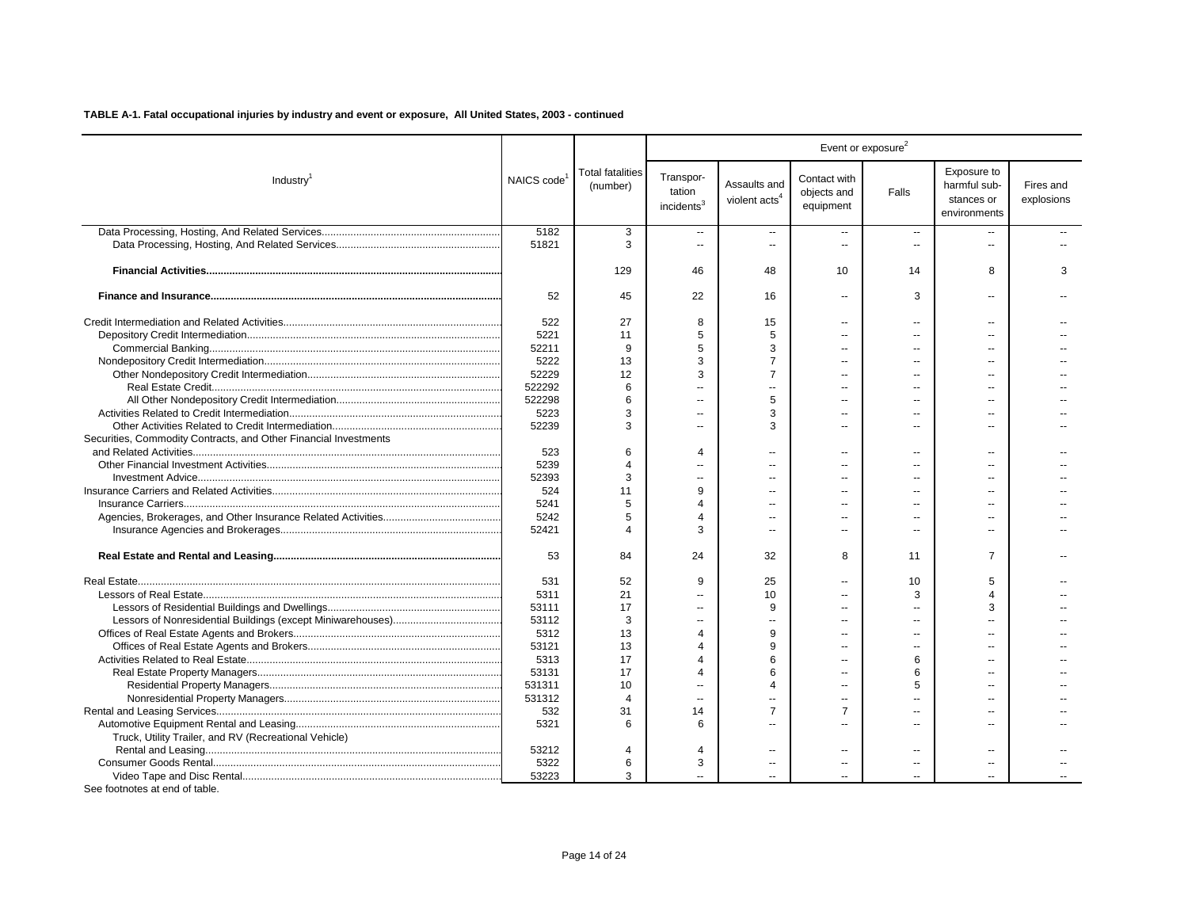**TABLE A-1. Fatal occupational injuries by industry and event or exposure, All United States, 2003 - continued**

| Industry[1] | NAICS code[1] | Total fatalities (number) | Event or exposure[2] | | | | | |
|---|---|---|---|---|---|---|---|---|
| | | | Transportation incidents[3] | Assaults and violent acts[4] | Contact with objects and equipment | Falls | Exposure to harmful substances or environments | Fires and explosions |
| Data Processing, Hosting, And Related Services | 5182 | 3 | -- | -- | -- | -- | -- | -- |
| Data Processing, Hosting, And Related Services | 51821 | 3 | -- | -- | -- | -- | -- | -- |
| **Financial Activities** | | 129 | 46 | 48 | 10 | 14 | 8 | 3 |
| **Finance and Insurance** | 52 | 45 | 22 | 16 | -- | 3 | -- | -- |
| Credit Intermediation and Related Activities | 522 | 27 | 8 | 15 | -- | -- | -- | -- |
| Depository Credit Intermediation | 5221 | 11 | 5 | 5 | -- | -- | -- | -- |
| Commercial Banking | 52211 | 9 | 5 | 3 | -- | -- | -- | -- |
| Nondepository Credit Intermediation | 5222 | 13 | 3 | 7 | -- | -- | -- | -- |
| Other Nondepository Credit Intermediation | 52229 | 12 | 3 | 7 | -- | -- | -- | -- |
| Real Estate Credit | 522292 | 6 | -- | -- | -- | -- | -- | -- |
| All Other Nondepository Credit Intermediation | 522298 | 6 | -- | 5 | -- | -- | -- | -- |
| Activities Related to Credit Intermediation | 5223 | 3 | -- | 3 | -- | -- | -- | -- |
| Other Activities Related to Credit Intermediation | 52239 | 3 | -- | 3 | -- | -- | -- | -- |
| Securities, Commodity Contracts, and Other Financial Investments and Related Activities | 523 | 6 | 4 | -- | -- | -- | -- | -- |
| Other Financial Investment Activities | 5239 | 4 | -- | -- | -- | -- | -- | -- |
| Investment Advice | 52393 | 3 | -- | -- | -- | -- | -- | -- |
| Insurance Carriers and Related Activities | 524 | 11 | 9 | -- | -- | -- | -- | -- |
| Insurance Carriers | 5241 | 5 | 4 | -- | -- | -- | -- | -- |
| Agencies, Brokerages, and Other Insurance Related Activities | 5242 | 5 | 4 | -- | -- | -- | -- | -- |
| Insurance Agencies and Brokerages | 52421 | 4 | 3 | -- | -- | -- | -- | -- |
| **Real Estate and Rental and Leasing** | 53 | 84 | 24 | 32 | 8 | 11 | 7 | -- |
| Real Estate | 531 | 52 | 9 | 25 | -- | 10 | 5 | -- |
| Lessors of Real Estate | 5311 | 21 | -- | 10 | -- | 3 | 4 | -- |
| Lessors of Residential Buildings and Dwellings | 53111 | 17 | -- | 9 | -- | -- | 3 | -- |
| Lessors of Nonresidential Buildings (except Miniwarehouses) | 53112 | 3 | -- | -- | -- | -- | -- | -- |
| Offices of Real Estate Agents and Brokers | 5312 | 13 | 4 | 9 | -- | -- | -- | -- |
| Offices of Real Estate Agents and Brokers | 53121 | 13 | 4 | 9 | -- | -- | -- | -- |
| Activities Related to Real Estate | 5313 | 17 | 4 | 6 | -- | 6 | -- | -- |
| Real Estate Property Managers | 53131 | 17 | 4 | 6 | -- | 6 | -- | -- |
| Residential Property Managers | 531311 | 10 | -- | 4 | -- | 5 | -- | -- |
| Nonresidential Property Managers | 531312 | 4 | -- | -- | -- | -- | -- | -- |
| Rental and Leasing Services | 532 | 31 | 14 | 7 | 7 | -- | -- | -- |
| Automotive Equipment Rental and Leasing | 5321 | 6 | 6 | -- | -- | -- | -- | -- |
| Truck, Utility Trailer, and RV (Recreational Vehicle) Rental and Leasing | 53212 | 4 | 4 | -- | -- | -- | -- | -- |
| Consumer Goods Rental | 5322 | 6 | 3 | -- | -- | -- | -- | -- |
| Video Tape and Disc Rental | 53223 | 3 | -- | -- | -- | -- | -- | -- |

See footnotes at end of table.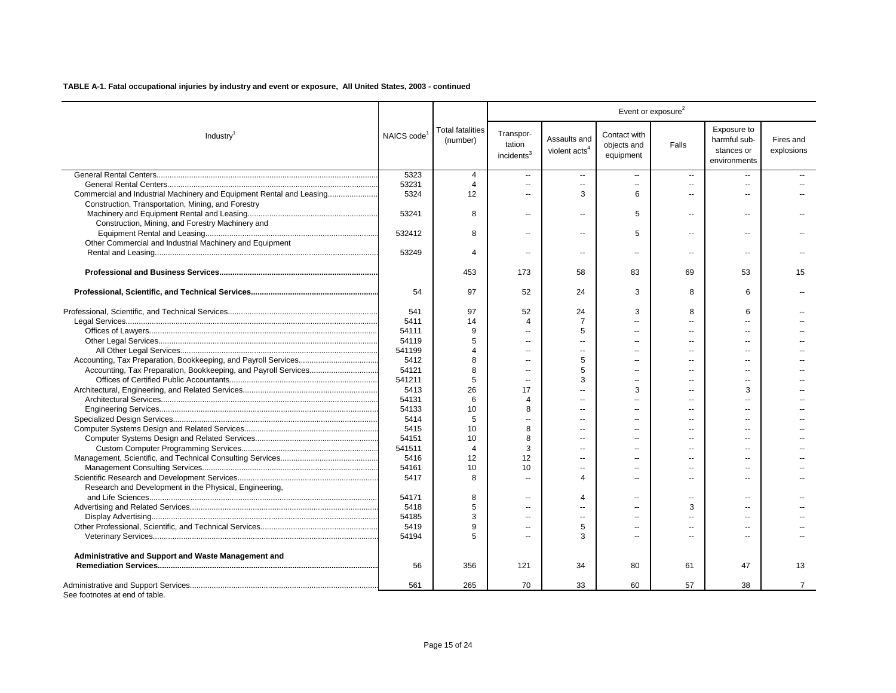**TABLE A-1. Fatal occupational injuries by industry and event or exposure, All United States, 2003 - continued**

| Industry[1] | NAICS code[1] | Total fatalities (number) | Event or exposure[2] | | | | | |
|---|---|---|---|---|---|---|---|---|
| | | | Transportation incidents[3] | Assaults and violent acts[4] | Contact with objects and equipment | Falls | Exposure to harmful substances or environments | Fires and explosions |
| General Rental Centers | 5323 | 4 | -- | -- | -- | -- | -- | -- |
| General Rental Centers | 53231 | 4 | -- | -- | -- | -- | -- | -- |
| Commercial and Industrial Machinery and Equipment Rental and Leasing | 5324 | 12 | -- | 3 | 6 | -- | -- | -- |
| Construction, Transportation, Mining, and Forestry Machinery and Equipment Rental and Leasing | 53241 | 8 | -- | -- | 5 | -- | -- | -- |
| Construction, Mining, and Forestry Machinery and Equipment Rental and Leasing | 532412 | 8 | -- | -- | 5 | -- | -- | -- |
| Other Commercial and Industrial Machinery and Equipment Rental and Leasing | 53249 | 4 | -- | -- | -- | -- | -- | -- |
| **Professional and Business Services** | | 453 | 173 | 58 | 83 | 69 | 53 | 15 |
| **Professional, Scientific, and Technical Services** | 54 | 97 | 52 | 24 | 3 | 8 | 6 | -- |
| Professional, Scientific, and Technical Services | 541 | 97 | 52 | 24 | 3 | 8 | 6 | -- |
| Legal Services | 5411 | 14 | 4 | 7 | -- | -- | -- | -- |
| Offices of Lawyers | 54111 | 9 | -- | 5 | -- | -- | -- | -- |
| Other Legal Services | 54119 | 5 | -- | -- | -- | -- | -- | -- |
| All Other Legal Services | 541199 | 4 | -- | -- | -- | -- | -- | -- |
| Accounting, Tax Preparation, Bookkeeping, and Payroll Services | 5412 | 8 | -- | 5 | -- | -- | -- | -- |
| Accounting, Tax Preparation, Bookkeeping, and Payroll Services | 54121 | 8 | -- | 5 | -- | -- | -- | -- |
| Offices of Certified Public Accountants | 541211 | 5 | -- | 3 | -- | -- | -- | -- |
| Architectural, Engineering, and Related Services | 5413 | 26 | 17 | -- | 3 | -- | 3 | -- |
| Architectural Services | 54131 | 6 | 4 | -- | -- | -- | -- | -- |
| Engineering Services | 54133 | 10 | 8 | -- | -- | -- | -- | -- |
| Specialized Design Services | 5414 | 5 | -- | -- | -- | -- | -- | -- |
| Computer Systems Design and Related Services | 5415 | 10 | 8 | -- | -- | -- | -- | -- |
| Computer Systems Design and Related Services | 54151 | 10 | 8 | -- | -- | -- | -- | -- |
| Custom Computer Programming Services | 541511 | 4 | 3 | -- | -- | -- | -- | -- |
| Management, Scientific, and Technical Consulting Services | 5416 | 12 | 12 | -- | -- | -- | -- | -- |
| Management Consulting Services | 54161 | 10 | 10 | -- | -- | -- | -- | -- |
| Scientific Research and Development Services | 5417 | 8 | -- | 4 | -- | -- | -- | -- |
| Research and Development in the Physical, Engineering, and Life Sciences | 54171 | 8 | -- | 4 | -- | -- | -- | -- |
| Advertising and Related Services | 5418 | 5 | -- | -- | -- | 3 | -- | -- |
| Display Advertising | 54185 | 3 | -- | -- | -- | -- | -- | -- |
| Other Professional, Scientific, and Technical Services | 5419 | 9 | -- | 5 | -- | -- | -- | -- |
| Veterinary Services | 54194 | 5 | -- | 3 | -- | -- | -- | -- |
| **Administrative and Support and Waste Management and Remediation Services** | 56 | 356 | 121 | 34 | 80 | 61 | 47 | 13 |
| Administrative and Support Services | 561 | 265 | 70 | 33 | 60 | 57 | 38 | 7 |

See footnotes at end of table.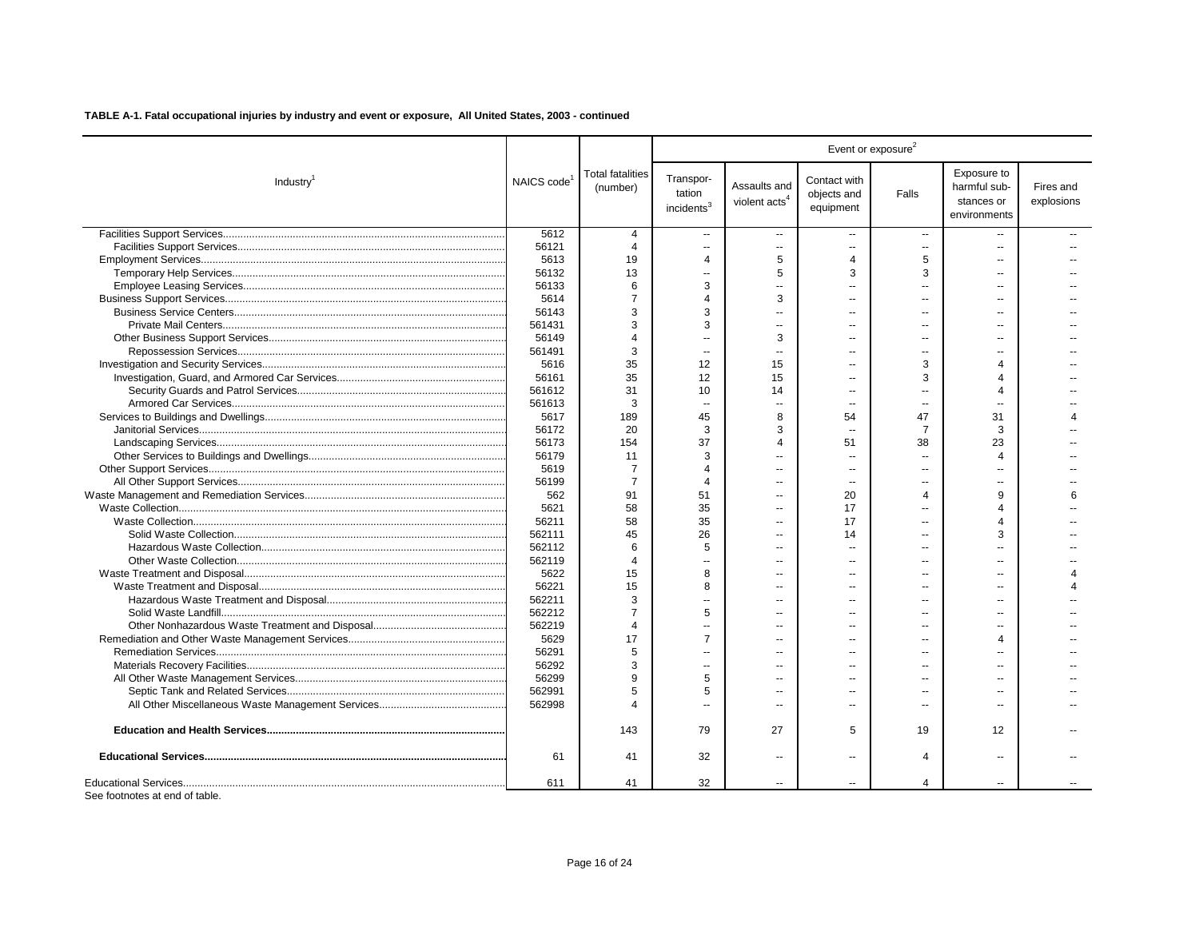**TABLE A-1. Fatal occupational injuries by industry and event or exposure, All United States, 2003 - continued**

| Industry[1] | NAICS code[1] | Total fatalities (number) | Event or exposure[2] | | | | | |
|---|---|---|---|---|---|---|---|---|
| | | | Transportation incidents[3] | Assaults and violent acts[4] | Contact with objects and equipment | Falls | Exposure to harmful substances or environments | Fires and explosions |
| Facilities Support Services | 5612 | 4 | -- | -- | -- | -- | -- | -- |
| Facilities Support Services | 56121 | 4 | -- | -- | -- | -- | -- | -- |
| Employment Services | 5613 | 19 | 4 | 5 | 4 | 5 | -- | -- |
| Temporary Help Services | 56132 | 13 | -- | 5 | 3 | 3 | -- | -- |
| Employee Leasing Services | 56133 | 6 | 3 | -- | -- | -- | -- | -- |
| Business Support Services | 5614 | 7 | 4 | 3 | -- | -- | -- | -- |
| Business Service Centers | 56143 | 3 | 3 | -- | -- | -- | -- | -- |
| Private Mail Centers | 561431 | 3 | 3 | -- | -- | -- | -- | -- |
| Other Business Support Services | 56149 | 4 | -- | 3 | -- | -- | -- | -- |
| Repossession Services | 561491 | 3 | -- | -- | -- | -- | -- | -- |
| Investigation and Security Services | 5616 | 35 | 12 | 15 | -- | 3 | 4 | -- |
| Investigation, Guard, and Armored Car Services | 56161 | 35 | 12 | 15 | -- | 3 | 4 | -- |
| Security Guards and Patrol Services | 561612 | 31 | 10 | 14 | -- | -- | 4 | -- |
| Armored Car Services | 561613 | 3 | -- | -- | -- | -- | -- | -- |
| Services to Buildings and Dwellings | 5617 | 189 | 45 | 8 | 54 | 47 | 31 | 4 |
| Janitorial Services | 56172 | 20 | 3 | 3 | -- | 7 | 3 | -- |
| Landscaping Services | 56173 | 154 | 37 | 4 | 51 | 38 | 23 | -- |
| Other Services to Buildings and Dwellings | 56179 | 11 | 3 | -- | -- | -- | 4 | -- |
| Other Support Services | 5619 | 7 | 4 | -- | -- | -- | -- | -- |
| All Other Support Services | 56199 | 7 | 4 | -- | -- | -- | -- | -- |
| Waste Management and Remediation Services | 562 | 91 | 51 | -- | 20 | 4 | 9 | 6 |
| Waste Collection | 5621 | 58 | 35 | -- | 17 | -- | 4 | -- |
| Waste Collection | 56211 | 58 | 35 | -- | 17 | -- | 4 | -- |
| Solid Waste Collection | 562111 | 45 | 26 | -- | 14 | -- | 3 | -- |
| Hazardous Waste Collection | 562112 | 6 | 5 | -- | -- | -- | -- | -- |
| Other Waste Collection | 562119 | 4 | -- | -- | -- | -- | -- | -- |
| Waste Treatment and Disposal | 5622 | 15 | 8 | -- | -- | -- | -- | 4 |
| Waste Treatment and Disposal | 56221 | 15 | 8 | -- | -- | -- | -- | 4 |
| Hazardous Waste Treatment and Disposal | 562211 | 3 | -- | -- | -- | -- | -- | -- |
| Solid Waste Landfill | 562212 | 7 | 5 | -- | -- | -- | -- | -- |
| Other Nonhazardous Waste Treatment and Disposal | 562219 | 4 | -- | -- | -- | -- | -- | -- |
| Remediation and Other Waste Management Services | 5629 | 17 | 7 | -- | -- | -- | 4 | -- |
| Remediation Services | 56291 | 5 | -- | -- | -- | -- | -- | -- |
| Materials Recovery Facilities | 56292 | 3 | -- | -- | -- | -- | -- | -- |
| All Other Waste Management Services | 56299 | 9 | 5 | -- | -- | -- | -- | -- |
| Septic Tank and Related Services | 562991 | 5 | 5 | -- | -- | -- | -- | -- |
| All Other Miscellaneous Waste Management Services | 562998 | 4 | -- | -- | -- | -- | -- | -- |
| **Education and Health Services** | | 143 | 79 | 27 | 5 | 19 | 12 | -- |
| **Educational Services** | 61 | 41 | 32 | -- | -- | 4 | -- | -- |
| Educational Services | 611 | 41 | 32 | -- | -- | 4 | -- | -- |

See footnotes at end of table.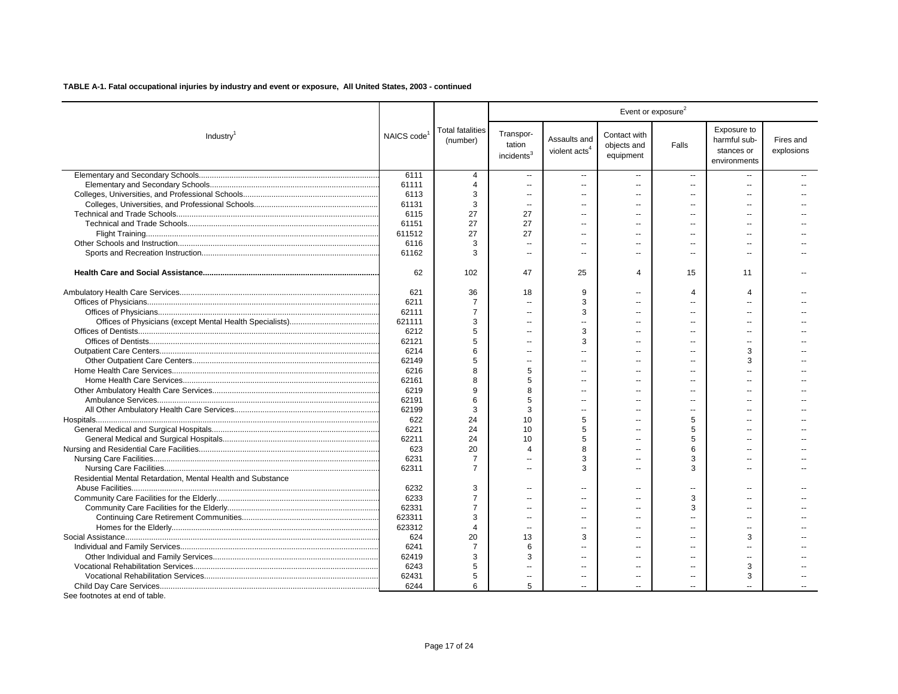**TABLE A-1. Fatal occupational injuries by industry and event or exposure, All United States, 2003 - continued**

| Industry[1] | NAICS code[1] | Total fatalities (number) | Event or exposure[2] | | | | | |
|---|---|---|---|---|---|---|---|---|
| | | | Transportation incidents[3] | Assaults and violent acts[4] | Contact with objects and equipment | Falls | Exposure to harmful substances or environments | Fires and explosions |
| Elementary and Secondary Schools | 6111 | 4 | -- | -- | -- | -- | -- | -- |
| Elementary and Secondary Schools | 61111 | 4 | -- | -- | -- | -- | -- | -- |
| Colleges, Universities, and Professional Schools | 6113 | 3 | -- | -- | -- | -- | -- | -- |
| Colleges, Universities, and Professional Schools | 61131 | 3 | -- | -- | -- | -- | -- | -- |
| Technical and Trade Schools | 6115 | 27 | 27 | -- | -- | -- | -- | -- |
| Technical and Trade Schools | 61151 | 27 | 27 | -- | -- | -- | -- | -- |
| Flight Training | 611512 | 27 | 27 | -- | -- | -- | -- | -- |
| Other Schools and Instruction | 6116 | 3 | -- | -- | -- | -- | -- | -- |
| Sports and Recreation Instruction | 61162 | 3 | -- | -- | -- | -- | -- | -- |
| **Health Care and Social Assistance** | 62 | 102 | 47 | 25 | 4 | 15 | 11 | -- |
| Ambulatory Health Care Services | 621 | 36 | 18 | 9 | -- | 4 | 4 | -- |
| Offices of Physicians | 6211 | 7 | -- | 3 | -- | -- | -- | -- |
| Offices of Physicians | 62111 | 7 | -- | 3 | -- | -- | -- | -- |
| Offices of Physicians (except Mental Health Specialists) | 621111 | 3 | -- | -- | -- | -- | -- | -- |
| Offices of Dentists | 6212 | 5 | -- | 3 | -- | -- | -- | -- |
| Offices of Dentists | 62121 | 5 | -- | 3 | -- | -- | -- | -- |
| Outpatient Care Centers | 6214 | 6 | -- | -- | -- | -- | 3 | -- |
| Other Outpatient Care Centers | 62149 | 5 | -- | -- | -- | -- | 3 | -- |
| Home Health Care Services | 6216 | 8 | 5 | -- | -- | -- | -- | -- |
| Home Health Care Services | 62161 | 8 | 5 | -- | -- | -- | -- | -- |
| Other Ambulatory Health Care Services | 6219 | 9 | 8 | -- | -- | -- | -- | -- |
| Ambulance Services | 62191 | 6 | 5 | -- | -- | -- | -- | -- |
| All Other Ambulatory Health Care Services | 62199 | 3 | 3 | -- | -- | -- | -- | -- |
| Hospitals | 622 | 24 | 10 | 5 | -- | 5 | -- | -- |
| General Medical and Surgical Hospitals | 6221 | 24 | 10 | 5 | -- | 5 | -- | -- |
| General Medical and Surgical Hospitals | 62211 | 24 | 10 | 5 | -- | 5 | -- | -- |
| Nursing and Residential Care Facilities | 623 | 20 | 4 | 8 | -- | 6 | -- | -- |
| Nursing Care Facilities | 6231 | 7 | -- | 3 | -- | 3 | -- | -- |
| Nursing Care Facilities | 62311 | 7 | -- | 3 | -- | 3 | -- | -- |
| Residential Mental Retardation, Mental Health and Substance Abuse Facilities | 6232 | 3 | -- | -- | -- | -- | -- | -- |
| Community Care Facilities for the Elderly | 6233 | 7 | -- | -- | -- | 3 | -- | -- |
| Community Care Facilities for the Elderly | 62331 | 7 | -- | -- | -- | 3 | -- | -- |
| Continuing Care Retirement Communities | 623311 | 3 | -- | -- | -- | -- | -- | -- |
| Homes for the Elderly | 623312 | 4 | -- | -- | -- | -- | -- | -- |
| Social Assistance | 624 | 20 | 13 | 3 | -- | -- | 3 | -- |
| Individual and Family Services | 6241 | 7 | 6 | -- | -- | -- | -- | -- |
| Other Individual and Family Services | 62419 | 3 | 3 | -- | -- | -- | -- | -- |
| Vocational Rehabilitation Services | 6243 | 5 | -- | -- | -- | -- | 3 | -- |
| Vocational Rehabilitation Services | 62431 | 5 | -- | -- | -- | -- | 3 | -- |
| Child Day Care Services | 6244 | 6 | 5 | -- | -- | -- | -- | -- |

See footnotes at end of table.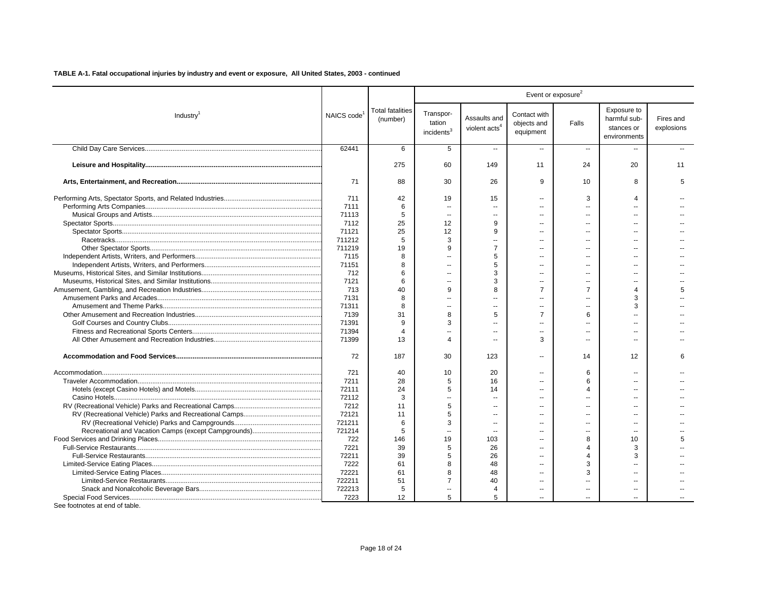**TABLE A-1. Fatal occupational injuries by industry and event or exposure, All United States, 2003 - continued**

| Industry[1] | NAICS code[1] | Total fatalities (number) | Event or exposure[2] | | | | | |
|---|---|---|---|---|---|---|---|---|
| | | | Transportation incidents[3] | Assaults and violent acts[4] | Contact with objects and equipment | Falls | Exposure to harmful substances or environments | Fires and explosions |
| Child Day Care Services | 62441 | 6 | 5 | -- | -- | -- | -- | -- |
| **Leisure and Hospitality** | | 275 | 60 | 149 | 11 | 24 | 20 | 11 |
| **Arts, Entertainment, and Recreation** | 71 | 88 | 30 | 26 | 9 | 10 | 8 | 5 |
| Performing Arts, Spectator Sports, and Related Industries | 711 | 42 | 19 | 15 | -- | 3 | 4 | -- |
| Performing Arts Companies | 7111 | 6 | -- | -- | -- | -- | -- | -- |
| Musical Groups and Artists | 71113 | 5 | -- | -- | -- | -- | -- | -- |
| Spectator Sports | 7112 | 25 | 12 | 9 | -- | -- | -- | -- |
| Spectator Sports | 71121 | 25 | 12 | 9 | -- | -- | -- | -- |
| Racetracks | 711212 | 5 | 3 | -- | -- | -- | -- | -- |
| Other Spectator Sports | 711219 | 19 | 9 | 7 | -- | -- | -- | -- |
| Independent Artists, Writers, and Performers | 7115 | 8 | -- | 5 | -- | -- | -- | -- |
| Independent Artists, Writers, and Performers | 71151 | 8 | -- | 5 | -- | -- | -- | -- |
| Museums, Historical Sites, and Similar Institutions | 712 | 6 | -- | 3 | -- | -- | -- | -- |
| Museums, Historical Sites, and Similar Institutions | 7121 | 6 | -- | 3 | -- | -- | -- | -- |
| Amusement, Gambling, and Recreation Industries | 713 | 40 | 9 | 8 | 7 | 7 | 4 | 5 |
| Amusement Parks and Arcades | 7131 | 8 | -- | -- | -- | -- | 3 | -- |
| Amusement and Theme Parks | 71311 | 8 | -- | -- | -- | -- | 3 | -- |
| Other Amusement and Recreation Industries | 7139 | 31 | 8 | 5 | 7 | 6 | -- | -- |
| Golf Courses and Country Clubs | 71391 | 9 | 3 | -- | -- | -- | -- | -- |
| Fitness and Recreational Sports Centers | 71394 | 4 | -- | -- | -- | -- | -- | -- |
| All Other Amusement and Recreation Industries | 71399 | 13 | 4 | -- | 3 | -- | -- | -- |
| **Accommodation and Food Services** | 72 | 187 | 30 | 123 | -- | 14 | 12 | 6 |
| Accommodation | 721 | 40 | 10 | 20 | -- | 6 | -- | -- |
| Traveler Accommodation | 7211 | 28 | 5 | 16 | -- | 6 | -- | -- |
| Hotels (except Casino Hotels) and Motels | 72111 | 24 | 5 | 14 | -- | 4 | -- | -- |
| Casino Hotels | 72112 | 3 | -- | -- | -- | -- | -- | -- |
| RV (Recreational Vehicle) Parks and Recreational Camps | 7212 | 11 | 5 | -- | -- | -- | -- | -- |
| RV (Recreational Vehicle) Parks and Recreational Camps | 72121 | 11 | 5 | -- | -- | -- | -- | -- |
| RV (Recreational Vehicle) Parks and Campgrounds | 721211 | 6 | 3 | -- | -- | -- | -- | -- |
| Recreational and Vacation Camps (except Campgrounds) | 721214 | 5 | -- | -- | -- | -- | -- | -- |
| Food Services and Drinking Places | 722 | 146 | 19 | 103 | -- | 8 | 10 | 5 |
| Full-Service Restaurants | 7221 | 39 | 5 | 26 | -- | 4 | 3 | -- |
| Full-Service Restaurants | 72211 | 39 | 5 | 26 | -- | 4 | 3 | -- |
| Limited-Service Eating Places | 7222 | 61 | 8 | 48 | -- | 3 | -- | -- |
| Limited-Service Eating Places | 72221 | 61 | 8 | 48 | -- | 3 | -- | -- |
| Limited-Service Restaurants | 722211 | 51 | 7 | 40 | -- | -- | -- | -- |
| Snack and Nonalcoholic Beverage Bars | 722213 | 5 | -- | 4 | -- | -- | -- | -- |
| Special Food Services | 7223 | 12 | 5 | 5 | -- | -- | -- | -- |

See footnotes at end of table.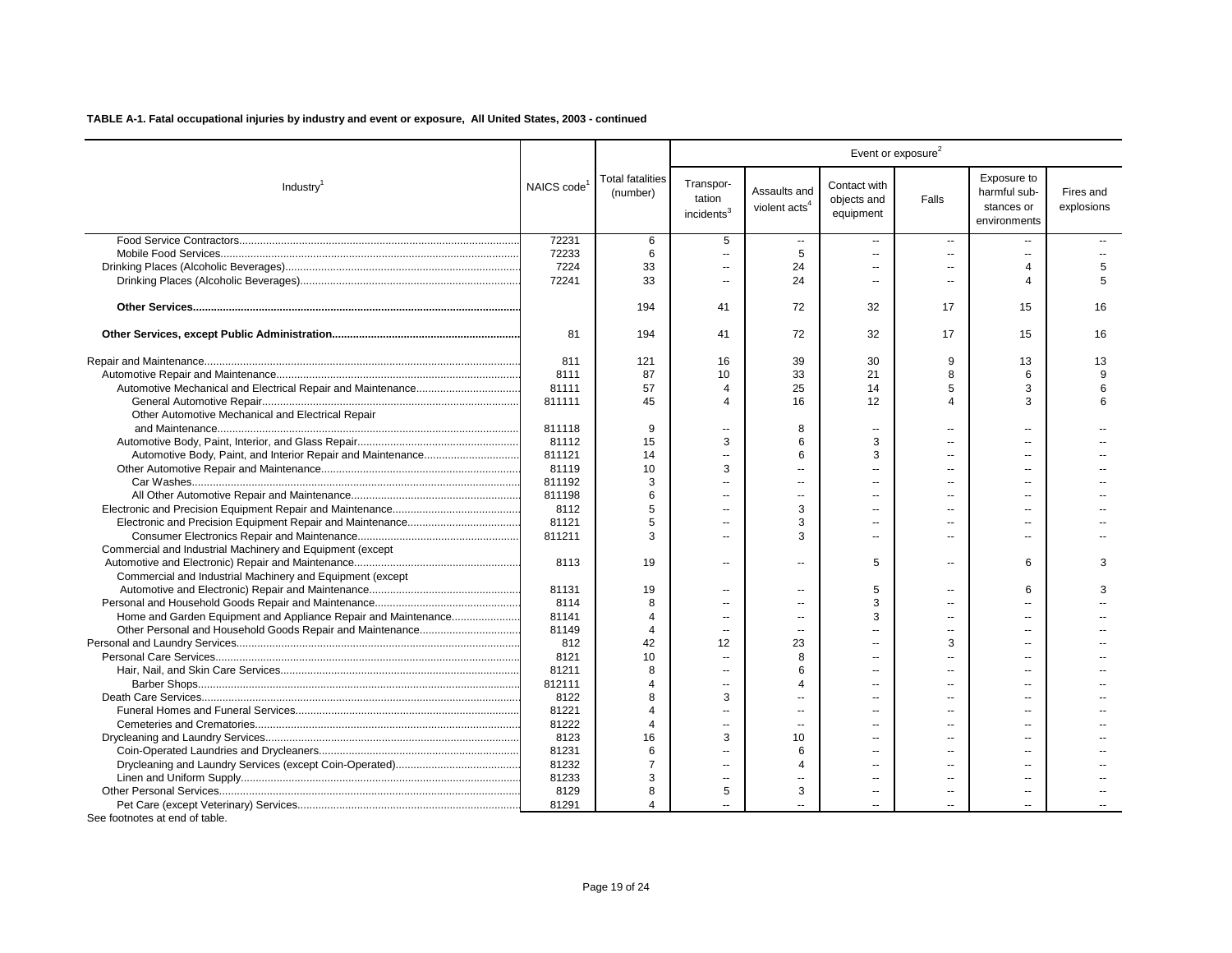**TABLE A-1. Fatal occupational injuries by industry and event or exposure, All United States, 2003 - continued**

| Industry[1] | NAICS code[1] | Total fatalities (number) | Event or exposure[2] | | | | | |
|---|---|---|---|---|---|---|---|---|
| | | | Transportation incidents[3] | Assaults and violent acts[4] | Contact with objects and equipment | Falls | Exposure to harmful substances or environments | Fires and explosions |
| Food Service Contractors | 72231 | 6 | 5 | -- | -- | -- | -- | -- |
| Mobile Food Services | 72233 | 6 | -- | 5 | -- | -- | -- | -- |
| Drinking Places (Alcoholic Beverages) | 7224 | 33 | -- | 24 | -- | -- | 4 | 5 |
| Drinking Places (Alcoholic Beverages) | 72241 | 33 | -- | 24 | -- | -- | 4 | 5 |
| **Other Services** | | 194 | 41 | 72 | 32 | 17 | 15 | 16 |
| **Other Services, except Public Administration** | 81 | 194 | 41 | 72 | 32 | 17 | 15 | 16 |
| Repair and Maintenance | 811 | 121 | 16 | 39 | 30 | 9 | 13 | 13 |
| Automotive Repair and Maintenance | 8111 | 87 | 10 | 33 | 21 | 8 | 6 | 9 |
| Automotive Mechanical and Electrical Repair and Maintenance | 81111 | 57 | 4 | 25 | 14 | 5 | 3 | 6 |
| General Automotive Repair | 811111 | 45 | 4 | 16 | 12 | 4 | 3 | 6 |
| Other Automotive Mechanical and Electrical Repair and Maintenance | 811118 | 9 | -- | 8 | -- | -- | -- | -- |
| Automotive Body, Paint, Interior, and Glass Repair | 81112 | 15 | 3 | 6 | 3 | -- | -- | -- |
| Automotive Body, Paint, and Interior Repair and Maintenance | 811121 | 14 | -- | 6 | 3 | -- | -- | -- |
| Other Automotive Repair and Maintenance | 81119 | 10 | 3 | -- | -- | -- | -- | -- |
| Car Washes | 811192 | 3 | -- | -- | -- | -- | -- | -- |
| All Other Automotive Repair and Maintenance | 811198 | 6 | -- | -- | -- | -- | -- | -- |
| Electronic and Precision Equipment Repair and Maintenance | 8112 | 5 | -- | 3 | -- | -- | -- | -- |
| Electronic and Precision Equipment Repair and Maintenance | 81121 | 5 | -- | 3 | -- | -- | -- | -- |
| Consumer Electronics Repair and Maintenance | 811211 | 3 | -- | 3 | -- | -- | -- | -- |
| Commercial and Industrial Machinery and Equipment (except Automotive and Electronic) Repair and Maintenance | 8113 | 19 | -- | -- | 5 | -- | 6 | 3 |
| Commercial and Industrial Machinery and Equipment (except Automotive and Electronic) Repair and Maintenance | 81131 | 19 | -- | -- | 5 | -- | 6 | 3 |
| Personal and Household Goods Repair and Maintenance | 8114 | 8 | -- | -- | 3 | -- | -- | -- |
| Home and Garden Equipment and Appliance Repair and Maintenance | 81141 | 4 | -- | -- | 3 | -- | -- | -- |
| Other Personal and Household Goods Repair and Maintenance | 81149 | 4 | -- | -- | -- | -- | -- | -- |
| Personal and Laundry Services | 812 | 42 | 12 | 23 | -- | 3 | -- | -- |
| Personal Care Services | 8121 | 10 | -- | 8 | -- | -- | -- | -- |
| Hair, Nail, and Skin Care Services | 81211 | 8 | -- | 6 | -- | -- | -- | -- |
| Barber Shops | 812111 | 4 | -- | 4 | -- | -- | -- | -- |
| Death Care Services | 8122 | 8 | 3 | -- | -- | -- | -- | -- |
| Funeral Homes and Funeral Services | 81221 | 4 | -- | -- | -- | -- | -- | -- |
| Cemeteries and Crematories | 81222 | 4 | -- | -- | -- | -- | -- | -- |
| Drycleaning and Laundry Services | 8123 | 16 | 3 | 10 | -- | -- | -- | -- |
| Coin-Operated Laundries and Drycleaners | 81231 | 6 | -- | 6 | -- | -- | -- | -- |
| Drycleaning and Laundry Services (except Coin-Operated) | 81232 | 7 | -- | 4 | -- | -- | -- | -- |
| Linen and Uniform Supply | 81233 | 3 | -- | -- | -- | -- | -- | -- |
| Other Personal Services | 8129 | 8 | 5 | 3 | -- | -- | -- | -- |
| Pet Care (except Veterinary) Services | 81291 | 4 | -- | -- | -- | -- | -- | -- |

See footnotes at end of table.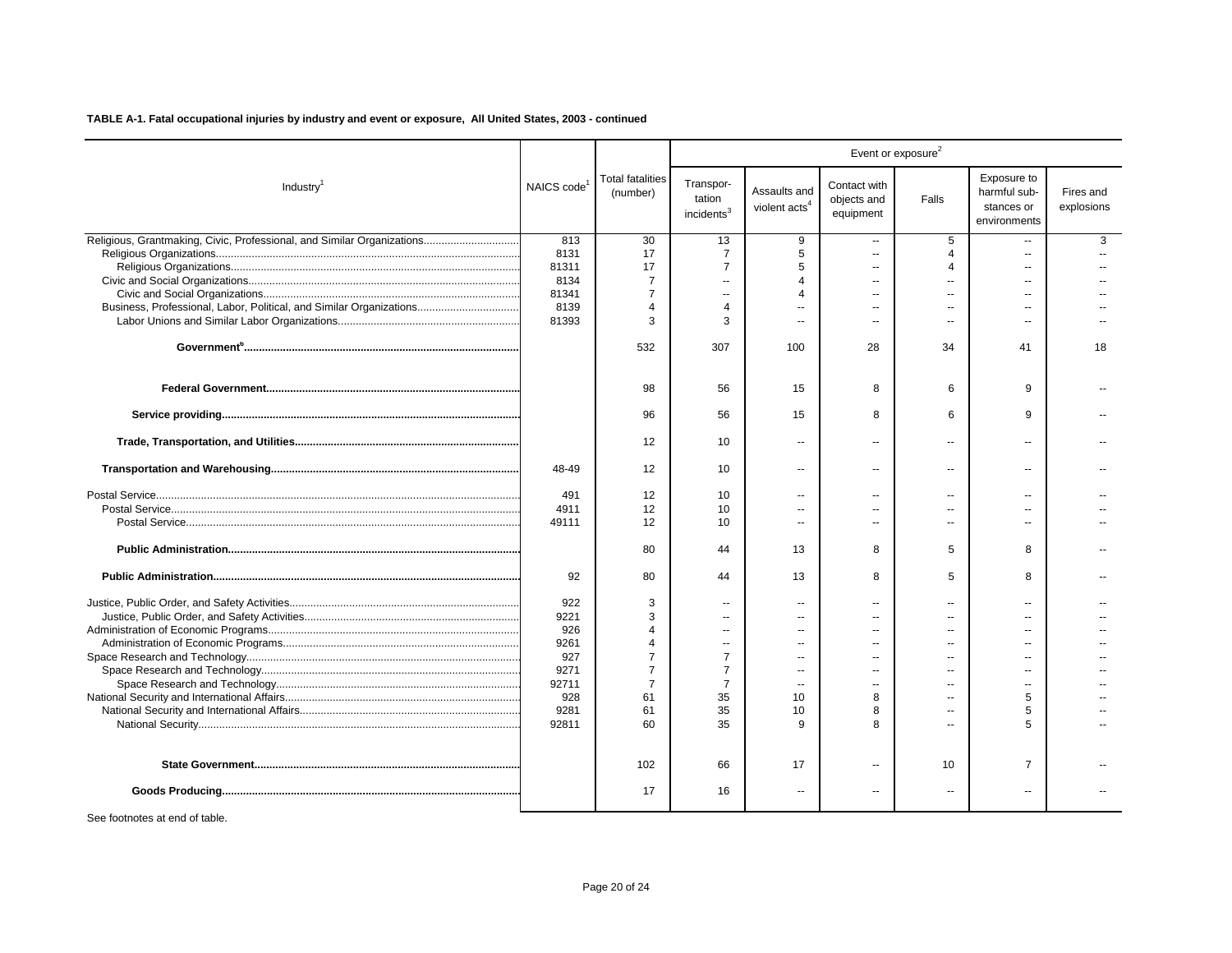**TABLE A-1. Fatal occupational injuries by industry and event or exposure, All United States, 2003 - continued**

| Industry[1] | NAICS code[1] | Total fatalities (number) | Event or exposure[2] | | | | | |
|---|---|---|---|---|---|---|---|---|
| | | | Transportation incidents[3] | Assaults and violent acts[4] | Contact with objects and equipment | Falls | Exposure to harmful substances or environments | Fires and explosions |
| Religious, Grantmaking, Civic, Professional, and Similar Organizations | 813 | 30 | 13 | 9 | -- | 5 | -- | 3 |
| Religious Organizations | 8131 | 17 | 7 | 5 | -- | 4 | -- | -- |
| Religious Organizations | 81311 | 17 | 7 | 5 | -- | 4 | -- | -- |
| Civic and Social Organizations | 8134 | 7 | -- | 4 | -- | -- | -- | -- |
| Civic and Social Organizations | 81341 | 7 | -- | 4 | -- | -- | -- | -- |
| Business, Professional, Labor, Political, and Similar Organizations | 8139 | 4 | 4 | -- | -- | -- | -- | -- |
| Labor Unions and Similar Labor Organizations | 81393 | 3 | 3 | -- | -- | -- | -- | -- |
| **Government[5]** | | 532 | 307 | 100 | 28 | 34 | 41 | 18 |
| **Federal Government** | | 98 | 56 | 15 | 8 | 6 | 9 | -- |
| **Service providing** | | 96 | 56 | 15 | 8 | 6 | 9 | -- |
| **Trade, Transportation, and Utilities** | | 12 | 10 | -- | -- | -- | -- | -- |
| **Transportation and Warehousing** | 48-49 | 12 | 10 | -- | -- | -- | -- | -- |
| Postal Service | 491 | 12 | 10 | -- | -- | -- | -- | -- |
| Postal Service | 4911 | 12 | 10 | -- | -- | -- | -- | -- |
| Postal Service | 49111 | 12 | 10 | -- | -- | -- | -- | -- |
| **Public Administration** | | 80 | 44 | 13 | 8 | 5 | 8 | -- |
| **Public Administration** | 92 | 80 | 44 | 13 | 8 | 5 | 8 | -- |
| Justice, Public Order, and Safety Activities | 922 | 3 | -- | -- | -- | -- | -- | -- |
| Justice, Public Order, and Safety Activities | 9221 | 3 | -- | -- | -- | -- | -- | -- |
| Administration of Economic Programs | 926 | 4 | -- | -- | -- | -- | -- | -- |
| Administration of Economic Programs | 9261 | 4 | -- | -- | -- | -- | -- | -- |
| Space Research and Technology | 927 | 7 | 7 | -- | -- | -- | -- | -- |
| Space Research and Technology | 9271 | 7 | 7 | -- | -- | -- | -- | -- |
| Space Research and Technology | 92711 | 7 | 7 | -- | -- | -- | -- | -- |
| National Security and International Affairs | 928 | 61 | 35 | 10 | 8 | -- | 5 | -- |
| National Security and International Affairs | 9281 | 61 | 35 | 10 | 8 | -- | 5 | -- |
| National Security | 92811 | 60 | 35 | 9 | 8 | -- | 5 | -- |
| **State Government** | | 102 | 66 | 17 | -- | 10 | 7 | -- |
| **Goods Producing** | | 17 | 16 | -- | -- | -- | -- | -- |

See footnotes at end of table.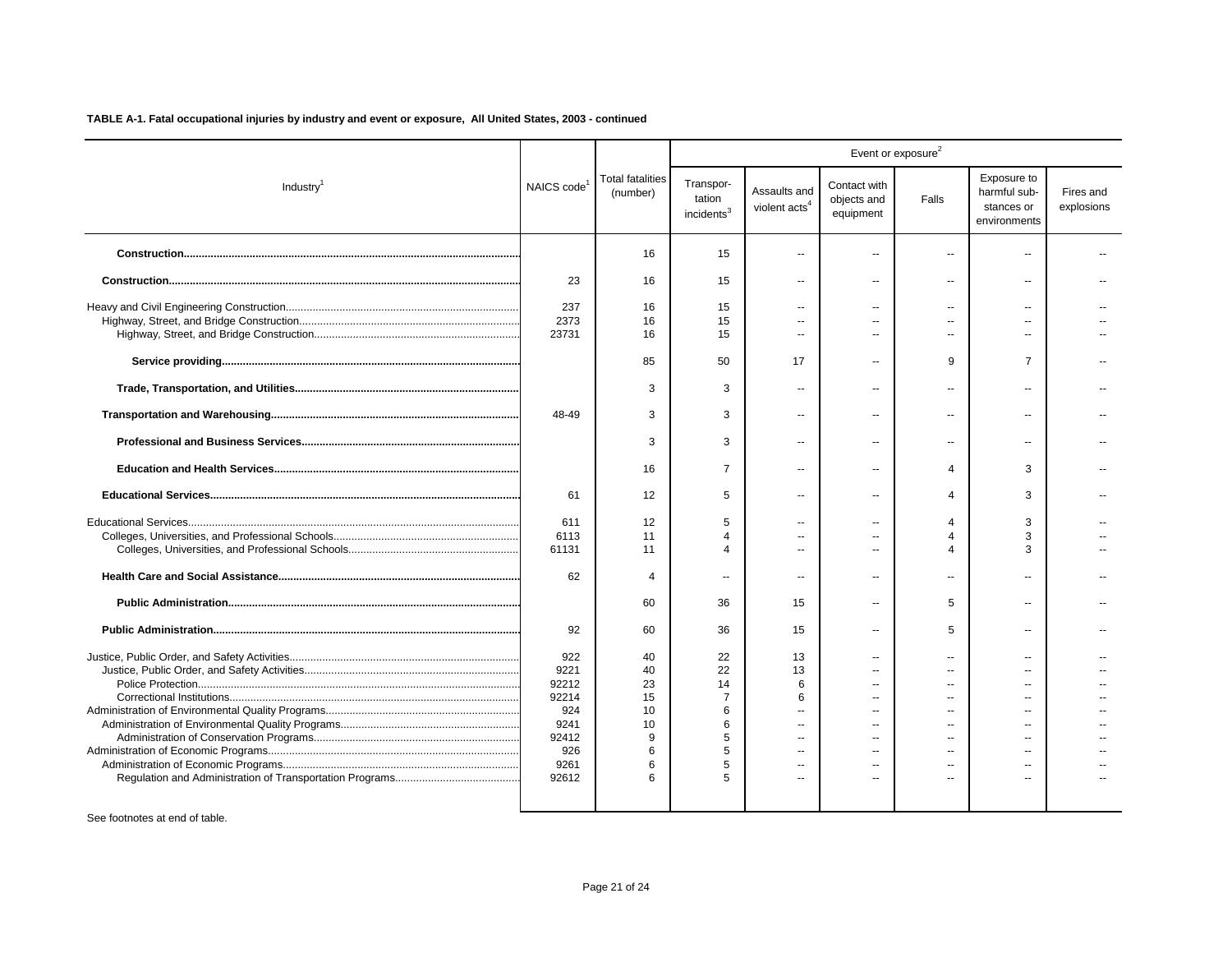**TABLE A-1. Fatal occupational injuries by industry and event or exposure, All United States, 2003 - continued**

| Industry[1] | NAICS code[1] | Total fatalities (number) | Event or exposure[2] | | | | | |
|---|---|---|---|---|---|---|---|---|
| | | | Transportation incidents[3] | Assaults and violent acts[4] | Contact with objects and equipment | Falls | Exposure to harmful substances or environments | Fires and explosions |
| **Construction** | | 16 | 15 | -- | -- | -- | -- | -- |
| **Construction** | 23 | 16 | 15 | -- | -- | -- | -- | -- |
| Heavy and Civil Engineering Construction | 237 | 16 | 15 | -- | -- | -- | -- | -- |
| Highway, Street, and Bridge Construction | 2373 | 16 | 15 | -- | -- | -- | -- | -- |
| Highway, Street, and Bridge Construction | 23731 | 16 | 15 | -- | -- | -- | -- | -- |
| **Service providing** | | 85 | 50 | 17 | -- | 9 | 7 | -- |
| **Trade, Transportation, and Utilities** | | 3 | 3 | -- | -- | -- | -- | -- |
| **Transportation and Warehousing** | 48-49 | 3 | 3 | -- | -- | -- | -- | -- |
| **Professional and Business Services** | | 3 | 3 | -- | -- | -- | -- | -- |
| **Education and Health Services** | | 16 | 7 | -- | -- | 4 | 3 | -- |
| **Educational Services** | 61 | 12 | 5 | -- | -- | 4 | 3 | -- |
| Educational Services | 611 | 12 | 5 | -- | -- | 4 | 3 | -- |
| Colleges, Universities, and Professional Schools | 6113 | 11 | 4 | -- | -- | 4 | 3 | -- |
| Colleges, Universities, and Professional Schools | 61131 | 11 | 4 | -- | -- | 4 | 3 | -- |
| **Health Care and Social Assistance** | 62 | 4 | -- | -- | -- | -- | -- | -- |
| **Public Administration** | | 60 | 36 | 15 | -- | 5 | -- | -- |
| **Public Administration** | 92 | 60 | 36 | 15 | -- | 5 | -- | -- |
| Justice, Public Order, and Safety Activities | 922 | 40 | 22 | 13 | -- | -- | -- | -- |
| Justice, Public Order, and Safety Activities | 9221 | 40 | 22 | 13 | -- | -- | -- | -- |
| Police Protection | 92212 | 23 | 14 | 6 | -- | -- | -- | -- |
| Correctional Institutions | 92214 | 15 | 7 | 6 | -- | -- | -- | -- |
| Administration of Environmental Quality Programs | 924 | 10 | 6 | -- | -- | -- | -- | -- |
| Administration of Environmental Quality Programs | 9241 | 10 | 6 | -- | -- | -- | -- | -- |
| Administration of Conservation Programs | 92412 | 9 | 5 | -- | -- | -- | -- | -- |
| Administration of Economic Programs | 926 | 6 | 5 | -- | -- | -- | -- | -- |
| Administration of Economic Programs | 9261 | 6 | 5 | -- | -- | -- | -- | -- |
| Regulation and Administration of Transportation Programs | 92612 | 6 | 5 | -- | -- | -- | -- | -- |

See footnotes at end of table.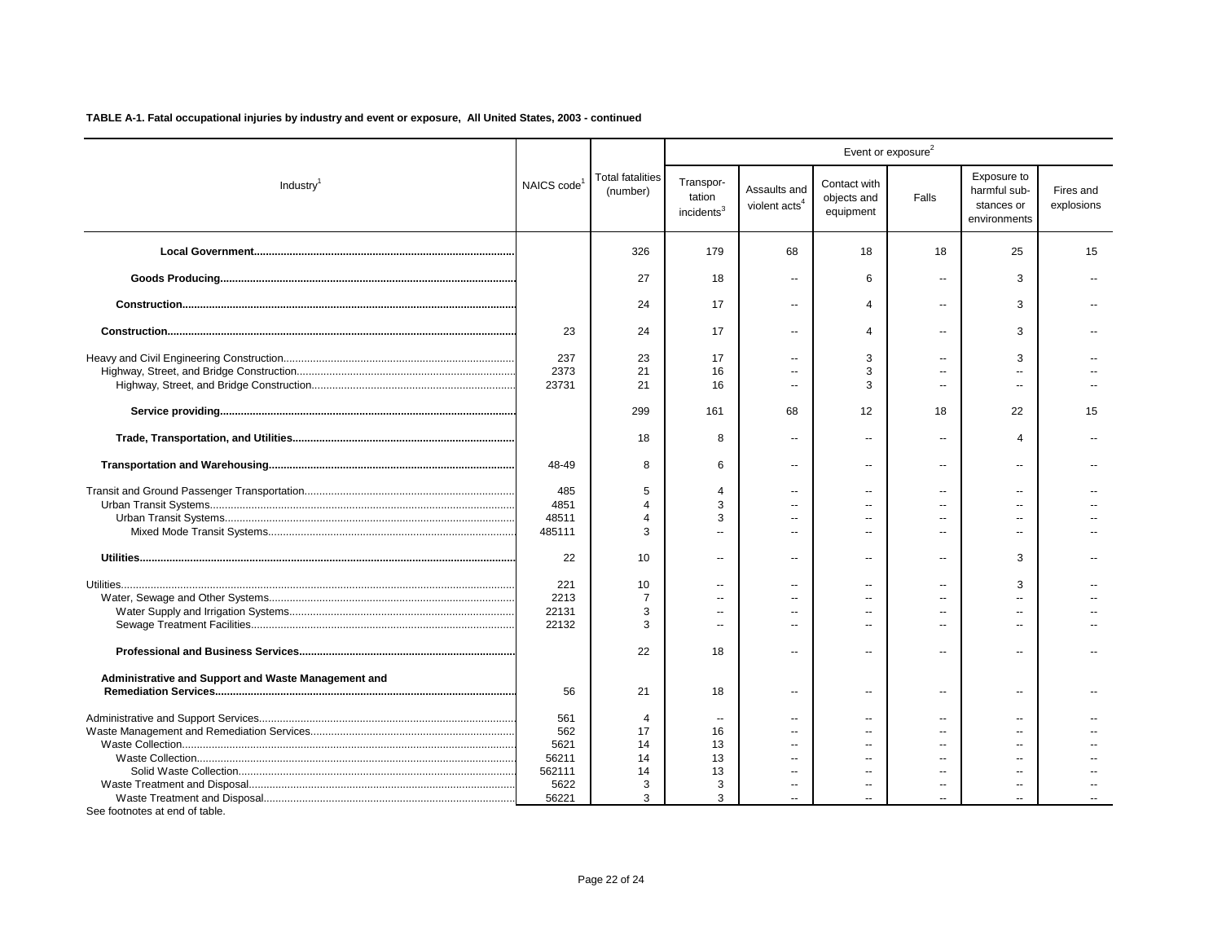**TABLE A-1. Fatal occupational injuries by industry and event or exposure, All United States, 2003 - continued**

| Industry[1] | NAICS code[1] | Total fatalities (number) | Event or exposure[2] | | | | | |
|---|---|---|---|---|---|---|---|---|
| | | | Transpor-tation incidents[3] | Assaults and violent acts[4] | Contact with objects and equipment | Falls | Exposure to harmful sub-stances or environments | Fires and explosions |
| **Local Government** | | 326 | 179 | 68 | 18 | 18 | 25 | 15 |
| **Goods Producing** | | 27 | 18 | -- | 6 | -- | 3 | -- |
| **Construction** | | 24 | 17 | -- | 4 | -- | 3 | -- |
| **Construction** | 23 | 24 | 17 | -- | 4 | -- | 3 | -- |
| Heavy and Civil Engineering Construction | 237 | 23 | 17 | -- | 3 | -- | 3 | -- |
| Highway, Street, and Bridge Construction | 2373 | 21 | 16 | -- | 3 | -- | -- | -- |
| Highway, Street, and Bridge Construction | 23731 | 21 | 16 | -- | 3 | -- | -- | -- |
| **Service providing** | | 299 | 161 | 68 | 12 | 18 | 22 | 15 |
| **Trade, Transportation, and Utilities** | | 18 | 8 | -- | -- | -- | 4 | -- |
| **Transportation and Warehousing** | 48-49 | 8 | 6 | -- | -- | -- | -- | -- |
| Transit and Ground Passenger Transportation | 485 | 5 | 4 | -- | -- | -- | -- | -- |
| Urban Transit Systems | 4851 | 4 | 3 | -- | -- | -- | -- | -- |
| Urban Transit Systems | 48511 | 4 | 3 | -- | -- | -- | -- | -- |
| Mixed Mode Transit Systems | 485111 | 3 | -- | -- | -- | -- | -- | -- |
| **Utilities** | 22 | 10 | -- | -- | -- | -- | 3 | -- |
| Utilities | 221 | 10 | -- | -- | -- | -- | 3 | -- |
| Water, Sewage and Other Systems | 2213 | 7 | -- | -- | -- | -- | -- | -- |
| Water Supply and Irrigation Systems | 22131 | 3 | -- | -- | -- | -- | -- | -- |
| Sewage Treatment Facilities | 22132 | 3 | -- | -- | -- | -- | -- | -- |
| **Professional and Business Services** | | 22 | 18 | -- | -- | -- | -- | -- |
| **Administrative and Support and Waste Management and Remediation Services** | 56 | 21 | 18 | -- | -- | -- | -- | -- |
| Administrative and Support Services | 561 | 4 | -- | -- | -- | -- | -- | -- |
| Waste Management and Remediation Services | 562 | 17 | 16 | -- | -- | -- | -- | -- |
| Waste Collection | 5621 | 14 | 13 | -- | -- | -- | -- | -- |
| Waste Collection | 56211 | 14 | 13 | -- | -- | -- | -- | -- |
| Solid Waste Collection | 562111 | 14 | 13 | -- | -- | -- | -- | -- |
| Waste Treatment and Disposal | 5622 | 3 | 3 | -- | -- | -- | -- | -- |
| Waste Treatment and Disposal | 56221 | 3 | 3 | -- | -- | -- | -- | -- |

See footnotes at end of table.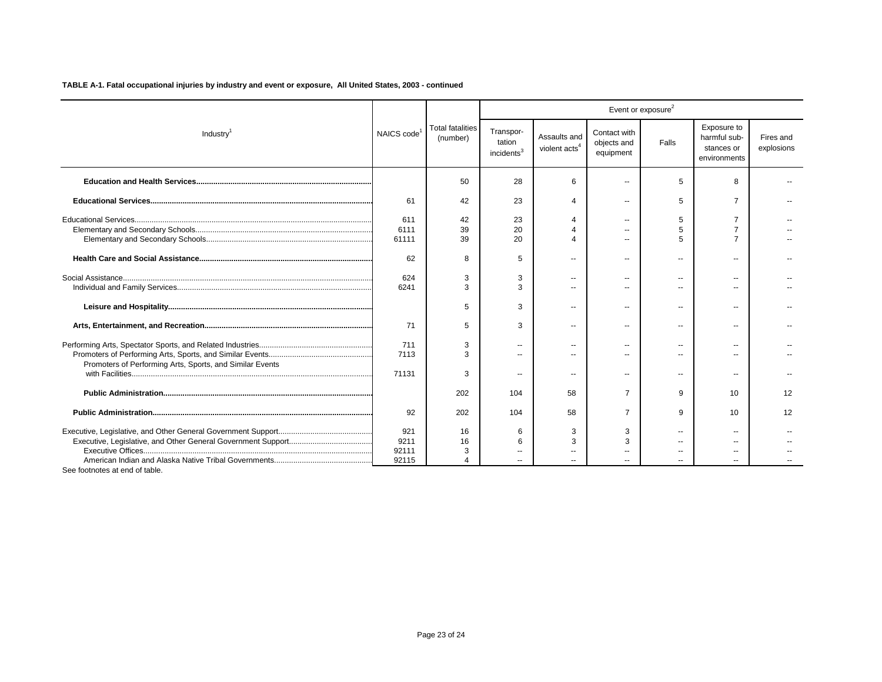**TABLE A-1. Fatal occupational injuries by industry and event or exposure, All United States, 2003 - continued**

| Industry[1] | NAICS code[1] | Total fatalities (number) | Event or exposure[2] | | | | | |
|---|---|---|---|---|---|---|---|---|
| | | | Transportation incidents[3] | Assaults and violent acts[4] | Contact with objects and equipment | Falls | Exposure to harmful substances or environments | Fires and explosions |
| **Education and Health Services** | | 50 | 28 | 6 | -- | 5 | 8 | -- |
| **Educational Services** | 61 | 42 | 23 | 4 | -- | 5 | 7 | -- |
| Educational Services | 611 | 42 | 23 | 4 | -- | 5 | 7 | -- |
| Elementary and Secondary Schools | 6111 | 39 | 20 | 4 | -- | 5 | 7 | -- |
| Elementary and Secondary Schools | 61111 | 39 | 20 | 4 | -- | 5 | 7 | -- |
| **Health Care and Social Assistance** | 62 | 8 | 5 | -- | -- | -- | -- | -- |
| Social Assistance | 624 | 3 | 3 | -- | -- | -- | -- | -- |
| Individual and Family Services | 6241 | 3 | 3 | -- | -- | -- | -- | -- |
| **Leisure and Hospitality** | | 5 | 3 | -- | -- | -- | -- | -- |
| **Arts, Entertainment, and Recreation** | 71 | 5 | 3 | -- | -- | -- | -- | -- |
| Performing Arts, Spectator Sports, and Related Industries | 711 | 3 | -- | -- | -- | -- | -- | -- |
| Promoters of Performing Arts, Sports, and Similar Events | 7113 | 3 | -- | -- | -- | -- | -- | -- |
| Promoters of Performing Arts, Sports, and Similar Events with Facilities | 71131 | 3 | -- | -- | -- | -- | -- | -- |
| **Public Administration** | | 202 | 104 | 58 | 7 | 9 | 10 | 12 |
| **Public Administration** | 92 | 202 | 104 | 58 | 7 | 9 | 10 | 12 |
| Executive, Legislative, and Other General Government Support | 921 | 16 | 6 | 3 | 3 | -- | -- | -- |
| Executive, Legislative, and Other General Government Support | 9211 | 16 | 6 | 3 | 3 | -- | -- | -- |
| Executive Offices | 92111 | 3 | -- | -- | -- | -- | -- | -- |
| American Indian and Alaska Native Tribal Governments | 92115 | 4 | -- | -- | -- | -- | -- | -- |

See footnotes at end of table.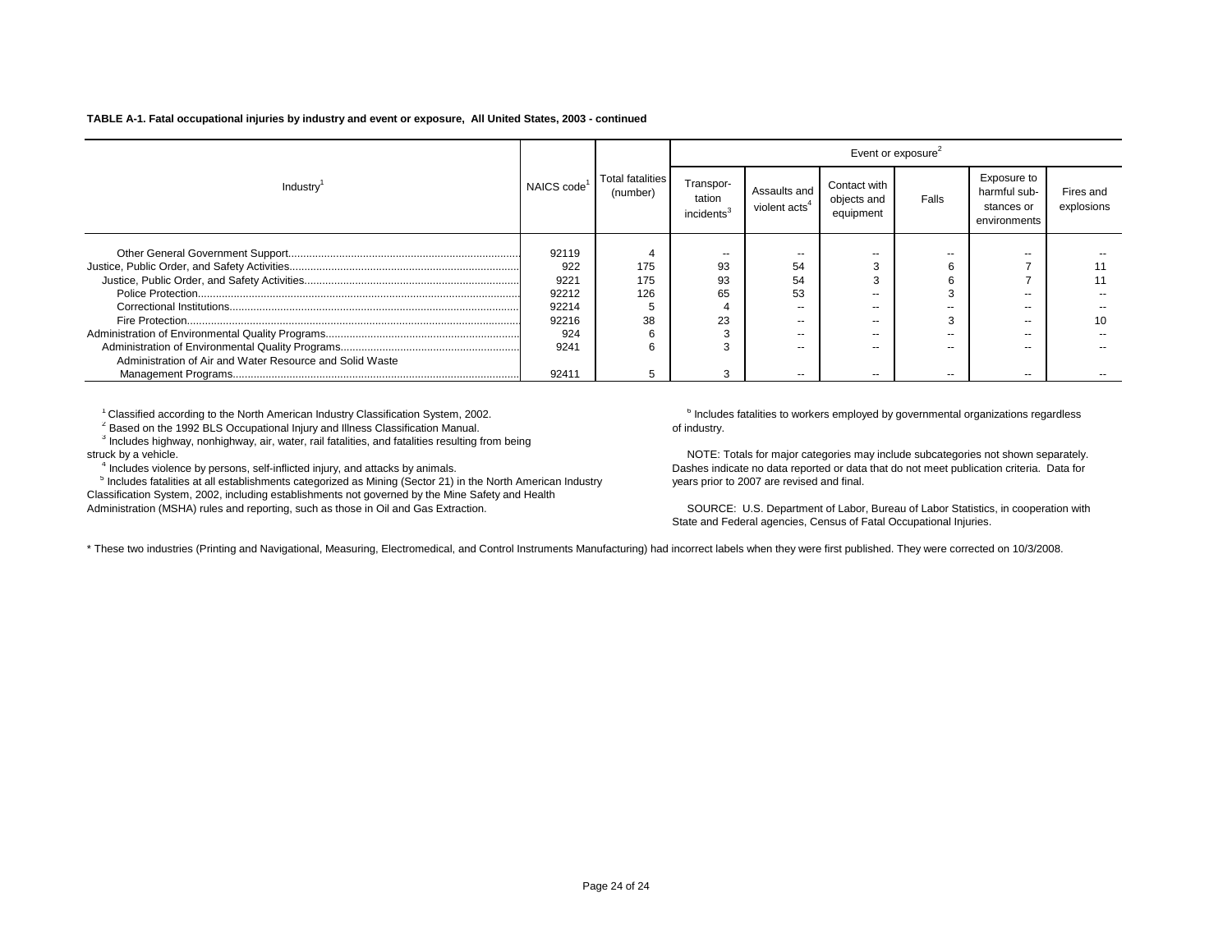**TABLE A-1. Fatal occupational injuries by industry and event or exposure, All United States, 2003 - continued**

| Industry[1] | NAICS code[1] | Total fatalities (number) | Event or exposure[2] | | | | | |
|---|---|---|---|---|---|---|---|---|
| | | | Transportation incidents[3] | Assaults and violent acts[4] | Contact with objects and equipment | Falls | Exposure to harmful substances or environments | Fires and explosions |
| Other General Government Support | 92119 | 4 | -- | -- | -- | -- | -- | -- |
| Justice, Public Order, and Safety Activities | 922 | 175 | 93 | 54 | 3 | 6 | 7 | 11 |
| Justice, Public Order, and Safety Activities | 9221 | 175 | 93 | 54 | 3 | 6 | 7 | 11 |
| Police Protection | 92212 | 126 | 65 | 53 | -- | 3 | -- | -- |
| Correctional Institutions | 92214 | 5 | 4 | -- | -- | -- | -- | -- |
| Fire Protection | 92216 | 38 | 23 | -- | -- | 3 | -- | 10 |
| Administration of Environmental Quality Programs | 924 | 6 | 3 | -- | -- | -- | -- | -- |
| Administration of Environmental Quality Programs | 9241 | 6 | 3 | -- | -- | -- | -- | -- |
| Administration of Air and Water Resource and Solid Waste Management Programs | 92411 | 5 | 3 | -- | -- | -- | -- | -- |

[1] Classified according to the North American Industry Classification System, 2002.

[2] Based on the 1992 BLS Occupational Injury and Illness Classification Manual.

[3] Includes highway, nonhighway, air, water, rail fatalities, and fatalities resulting from being struck by a vehicle.

[4] Includes violence by persons, self-inflicted injury, and attacks by animals.

[5] Includes fatalities at all establishments categorized as Mining (Sector 21) in the North American Industry Classification System, 2002, including establishments not governed by the Mine Safety and Health Administration (MSHA) rules and reporting, such as those in Oil and Gas Extraction.

[6] Includes fatalities to workers employed by governmental organizations regardless of industry.

NOTE: Totals for major categories may include subcategories not shown separately. Dashes indicate no data reported or data that do not meet publication criteria. Data for years prior to 2007 are revised and final.

SOURCE: U.S. Department of Labor, Bureau of Labor Statistics, in cooperation with State and Federal agencies, Census of Fatal Occupational Injuries.

* These two industries (Printing and Navigational, Measuring, Electromedical, and Control Instruments Manufacturing) had incorrect labels when they were first published. They were corrected on 10/3/2008.